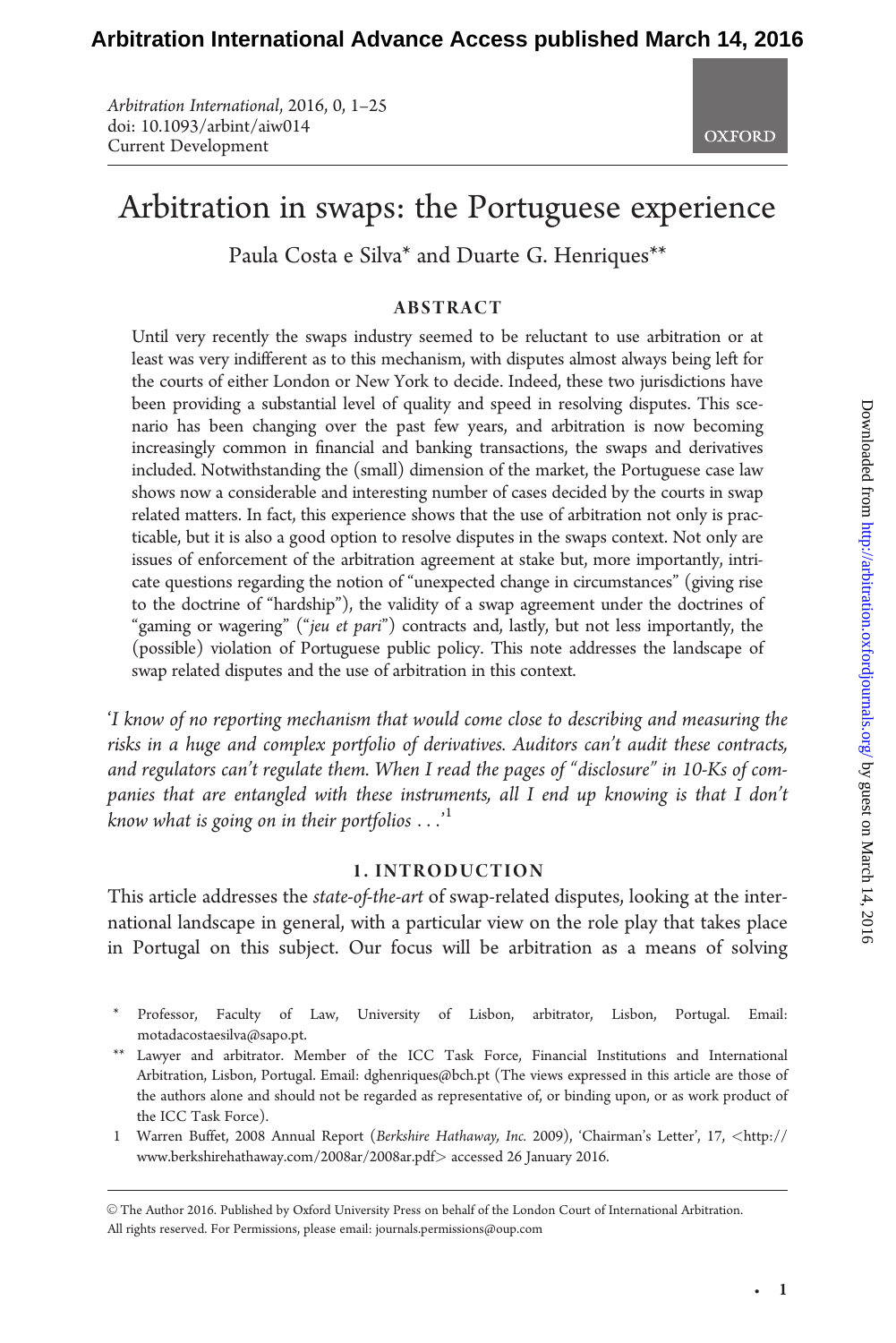# Arbitration in swaps: the Portuguese experience

Paula Costa e Silva* and Duarte G. Henriques**

## ABSTRACT

Until very recently the swaps industry seemed to be reluctant to use arbitration or at least was very indifferent as to this mechanism, with disputes almost always being left for the courts of either London or New York to decide. Indeed, these two jurisdictions have been providing a substantial level of quality and speed in resolving disputes. This scenario has been changing over the past few years, and arbitration is now becoming increasingly common in financial and banking transactions, the swaps and derivatives included. Notwithstanding the (small) dimension of the market, the Portuguese case law shows now a considerable and interesting number of cases decided by the courts in swap related matters. In fact, this experience shows that the use of arbitration not only is practicable, but it is also a good option to resolve disputes in the swaps context. Not only are issues of enforcement of the arbitration agreement at stake but, more importantly, intricate questions regarding the notion of "unexpected change in circumstances" (giving rise to the doctrine of "hardship"), the validity of a swap agreement under the doctrines of "gaming or wagering" ("*jeu et pari*") contracts and, lastly, but not less importantly, the (possible) violation of Portuguese public policy. This note addresses the landscape of swap related disputes and the use of arbitration in this context.

*'I know of no reporting mechanism that would come close to describing and measuring the risks in a huge and complex portfolio of derivatives. Auditors can't audit these contracts, and regulators can't regulate them. When I read the pages of "disclosure" in 10-Ks of companies that are entangled with these instruments, all I end up knowing is that I don't know what is going on in their portfolios . . .'*[1]

## 1. INTRODUCTION

This article addresses the *state-of-the-art* of swap-related disputes, looking at the international landscape in general, with a particular view on the role play that takes place in Portugal on this subject. Our focus will be arbitration as a means of solving

---

\* Professor, Faculty of Law, University of Lisbon, arbitrator, Lisbon, Portugal. Email: motadacostaesilva@sapo.pt.

** Lawyer and arbitrator. Member of the ICC Task Force, Financial Institutions and International Arbitration, Lisbon, Portugal. Email: dghenriques@bch.pt (The views expressed in this article are those of the authors alone and should not be regarded as representative of, or binding upon, or as work product of the ICC Task Force).

1 Warren Buffet, 2008 Annual Report (*Berkshire Hathaway, Inc.* 2009), 'Chairman's Letter', 17, <http://www.berkshirehathaway.com/2008ar/2008ar.pdf> accessed 26 January 2016.

© The Author 2016. Published by Oxford University Press on behalf of the London Court of International Arbitration. All rights reserved. For Permissions, please email: journals.permissions@oup.com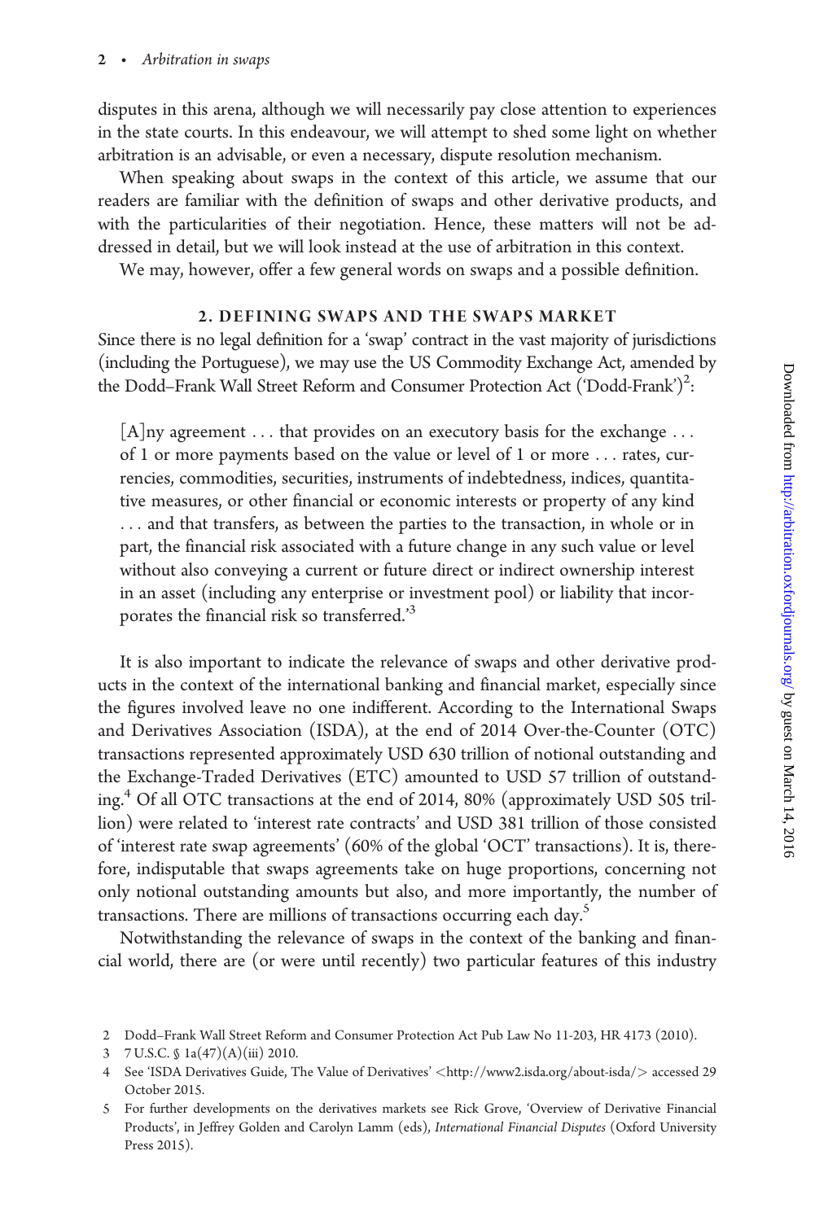disputes in this arena, although we will necessarily pay close attention to experiences in the state courts. In this endeavour, we will attempt to shed some light on whether arbitration is an advisable, or even a necessary, dispute resolution mechanism.

When speaking about swaps in the context of this article, we assume that our readers are familiar with the definition of swaps and other derivative products, and with the particularities of their negotiation. Hence, these matters will not be addressed in detail, but we will look instead at the use of arbitration in this context.

We may, however, offer a few general words on swaps and a possible definition.

## 2. DEFINING SWAPS AND THE SWAPS MARKET

Since there is no legal definition for a 'swap' contract in the vast majority of jurisdictions (including the Portuguese), we may use the US Commodity Exchange Act, amended by the Dodd–Frank Wall Street Reform and Consumer Protection Act ('Dodd-Frank')[2]:

> [A]ny agreement . . . that provides on an executory basis for the exchange . . . of 1 or more payments based on the value or level of 1 or more . . . rates, currencies, commodities, securities, instruments of indebtedness, indices, quantitative measures, or other financial or economic interests or property of any kind . . . and that transfers, as between the parties to the transaction, in whole or in part, the financial risk associated with a future change in any such value or level without also conveying a current or future direct or indirect ownership interest in an asset (including any enterprise or investment pool) or liability that incorporates the financial risk so transferred.'[3]

It is also important to indicate the relevance of swaps and other derivative products in the context of the international banking and financial market, especially since the figures involved leave no one indifferent. According to the International Swaps and Derivatives Association (ISDA), at the end of 2014 Over-the-Counter (OTC) transactions represented approximately USD 630 trillion of notional outstanding and the Exchange-Traded Derivatives (ETC) amounted to USD 57 trillion of outstanding.[4] Of all OTC transactions at the end of 2014, 80% (approximately USD 505 trillion) were related to 'interest rate contracts' and USD 381 trillion of those consisted of 'interest rate swap agreements' (60% of the global 'OCT' transactions). It is, therefore, indisputable that swaps agreements take on huge proportions, concerning not only notional outstanding amounts but also, and more importantly, the number of transactions. There are millions of transactions occurring each day.[5]

Notwithstanding the relevance of swaps in the context of the banking and financial world, there are (or were until recently) two particular features of this industry

2 Dodd–Frank Wall Street Reform and Consumer Protection Act Pub Law No 11-203, HR 4173 (2010).

3 7 U.S.C. § 1a(47)(A)(iii) 2010.

4 See 'ISDA Derivatives Guide, The Value of Derivatives' <http://www2.isda.org/about-isda/> accessed 29 October 2015.

5 For further developments on the derivatives markets see Rick Grove, 'Overview of Derivative Financial Products', in Jeffrey Golden and Carolyn Lamm (eds), *International Financial Disputes* (Oxford University Press 2015).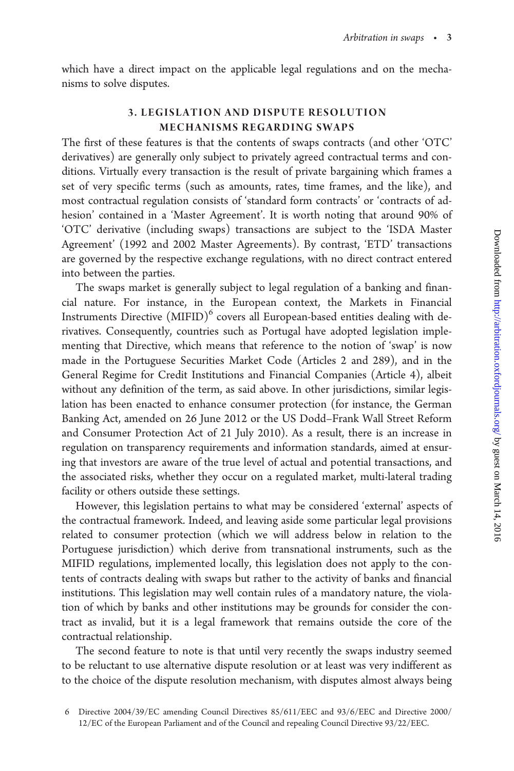which have a direct impact on the applicable legal regulations and on the mechanisms to solve disputes.

## 3. LEGISLATION AND DISPUTE RESOLUTION MECHANISMS REGARDING SWAPS

The first of these features is that the contents of swaps contracts (and other 'OTC' derivatives) are generally only subject to privately agreed contractual terms and conditions. Virtually every transaction is the result of private bargaining which frames a set of very specific terms (such as amounts, rates, time frames, and the like), and most contractual regulation consists of 'standard form contracts' or 'contracts of adhesion' contained in a 'Master Agreement'. It is worth noting that around 90% of 'OTC' derivative (including swaps) transactions are subject to the 'ISDA Master Agreement' (1992 and 2002 Master Agreements). By contrast, 'ETD' transactions are governed by the respective exchange regulations, with no direct contract entered into between the parties.

The swaps market is generally subject to legal regulation of a banking and financial nature. For instance, in the European context, the Markets in Financial Instruments Directive (MIFID)[6] covers all European-based entities dealing with derivatives. Consequently, countries such as Portugal have adopted legislation implementing that Directive, which means that reference to the notion of 'swap' is now made in the Portuguese Securities Market Code (Articles 2 and 289), and in the General Regime for Credit Institutions and Financial Companies (Article 4), albeit without any definition of the term, as said above. In other jurisdictions, similar legislation has been enacted to enhance consumer protection (for instance, the German Banking Act, amended on 26 June 2012 or the US Dodd–Frank Wall Street Reform and Consumer Protection Act of 21 July 2010). As a result, there is an increase in regulation on transparency requirements and information standards, aimed at ensuring that investors are aware of the true level of actual and potential transactions, and the associated risks, whether they occur on a regulated market, multi-lateral trading facility or others outside these settings.

However, this legislation pertains to what may be considered 'external' aspects of the contractual framework. Indeed, and leaving aside some particular legal provisions related to consumer protection (which we will address below in relation to the Portuguese jurisdiction) which derive from transnational instruments, such as the MIFID regulations, implemented locally, this legislation does not apply to the contents of contracts dealing with swaps but rather to the activity of banks and financial institutions. This legislation may well contain rules of a mandatory nature, the violation of which by banks and other institutions may be grounds for consider the contract as invalid, but it is a legal framework that remains outside the core of the contractual relationship.

The second feature to note is that until very recently the swaps industry seemed to be reluctant to use alternative dispute resolution or at least was very indifferent as to the choice of the dispute resolution mechanism, with disputes almost always being

6 Directive 2004/39/EC amending Council Directives 85/611/EEC and 93/6/EEC and Directive 2000/12/EC of the European Parliament and of the Council and repealing Council Directive 93/22/EEC.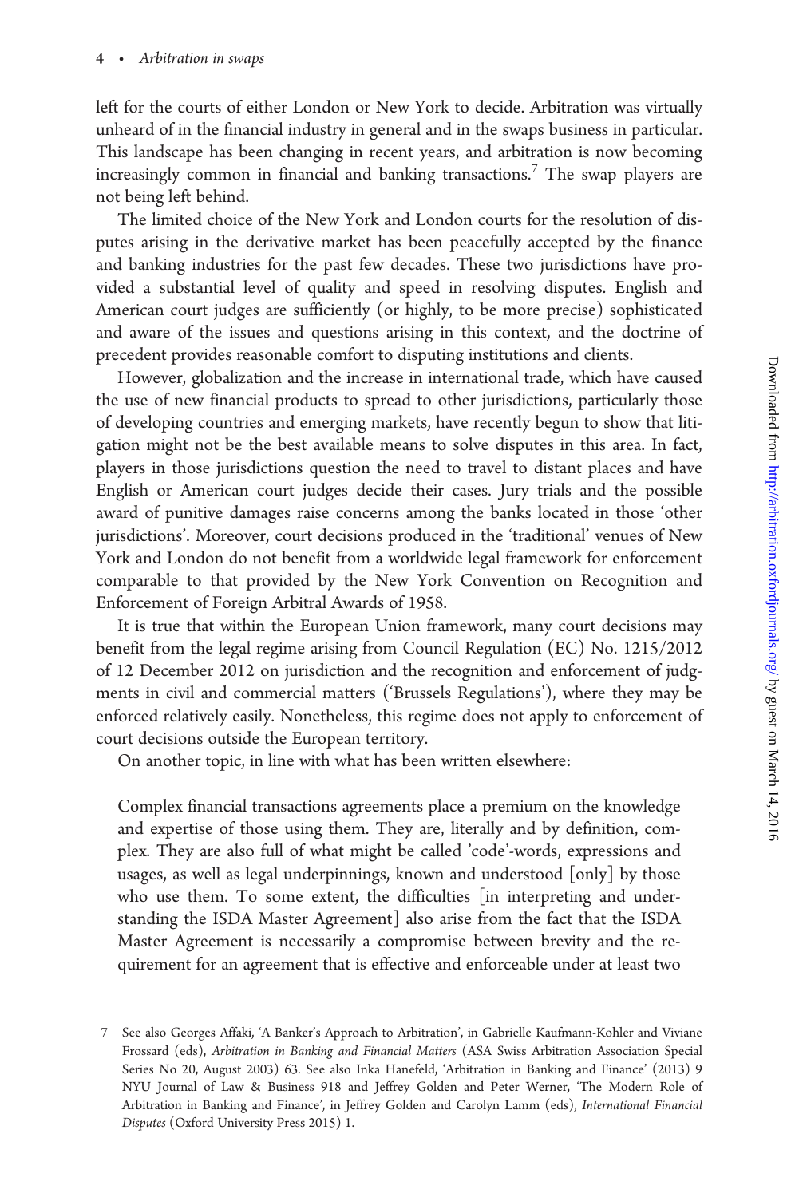left for the courts of either London or New York to decide. Arbitration was virtually unheard of in the financial industry in general and in the swaps business in particular. This landscape has been changing in recent years, and arbitration is now becoming increasingly common in financial and banking transactions.[7] The swap players are not being left behind.

The limited choice of the New York and London courts for the resolution of disputes arising in the derivative market has been peacefully accepted by the finance and banking industries for the past few decades. These two jurisdictions have provided a substantial level of quality and speed in resolving disputes. English and American court judges are sufficiently (or highly, to be more precise) sophisticated and aware of the issues and questions arising in this context, and the doctrine of precedent provides reasonable comfort to disputing institutions and clients.

However, globalization and the increase in international trade, which have caused the use of new financial products to spread to other jurisdictions, particularly those of developing countries and emerging markets, have recently begun to show that litigation might not be the best available means to solve disputes in this area. In fact, players in those jurisdictions question the need to travel to distant places and have English or American court judges decide their cases. Jury trials and the possible award of punitive damages raise concerns among the banks located in those 'other jurisdictions'. Moreover, court decisions produced in the 'traditional' venues of New York and London do not benefit from a worldwide legal framework for enforcement comparable to that provided by the New York Convention on Recognition and Enforcement of Foreign Arbitral Awards of 1958.

It is true that within the European Union framework, many court decisions may benefit from the legal regime arising from Council Regulation (EC) No. 1215/2012 of 12 December 2012 on jurisdiction and the recognition and enforcement of judgments in civil and commercial matters ('Brussels Regulations'), where they may be enforced relatively easily. Nonetheless, this regime does not apply to enforcement of court decisions outside the European territory.

On another topic, in line with what has been written elsewhere:

> Complex financial transactions agreements place a premium on the knowledge and expertise of those using them. They are, literally and by definition, complex. They are also full of what might be called 'code'-words, expressions and usages, as well as legal underpinnings, known and understood [only] by those who use them. To some extent, the difficulties [in interpreting and understanding the ISDA Master Agreement] also arise from the fact that the ISDA Master Agreement is necessarily a compromise between brevity and the requirement for an agreement that is effective and enforceable under at least two

---

7 See also Georges Affaki, 'A Banker's Approach to Arbitration', in Gabrielle Kaufmann-Kohler and Viviane Frossard (eds), *Arbitration in Banking and Financial Matters* (ASA Swiss Arbitration Association Special Series No 20, August 2003) 63. See also Inka Hanefeld, 'Arbitration in Banking and Finance' (2013) 9 NYU Journal of Law & Business 918 and Jeffrey Golden and Peter Werner, 'The Modern Role of Arbitration in Banking and Finance', in Jeffrey Golden and Carolyn Lamm (eds), *International Financial Disputes* (Oxford University Press 2015) 1.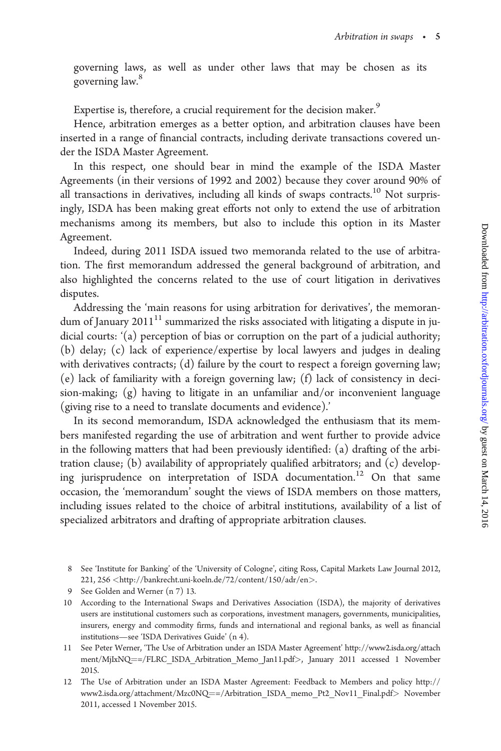governing laws, as well as under other laws that may be chosen as its governing law.[8]

Expertise is, therefore, a crucial requirement for the decision maker.[9]

Hence, arbitration emerges as a better option, and arbitration clauses have been inserted in a range of financial contracts, including derivate transactions covered under the ISDA Master Agreement.

In this respect, one should bear in mind the example of the ISDA Master Agreements (in their versions of 1992 and 2002) because they cover around 90% of all transactions in derivatives, including all kinds of swaps contracts.[10] Not surprisingly, ISDA has been making great efforts not only to extend the use of arbitration mechanisms among its members, but also to include this option in its Master Agreement.

Indeed, during 2011 ISDA issued two memoranda related to the use of arbitration. The first memorandum addressed the general background of arbitration, and also highlighted the concerns related to the use of court litigation in derivatives disputes.

Addressing the 'main reasons for using arbitration for derivatives', the memorandum of January 2011[11] summarized the risks associated with litigating a dispute in judicial courts: '(a) perception of bias or corruption on the part of a judicial authority; (b) delay; (c) lack of experience/expertise by local lawyers and judges in dealing with derivatives contracts; (d) failure by the court to respect a foreign governing law; (e) lack of familiarity with a foreign governing law; (f) lack of consistency in decision-making; (g) having to litigate in an unfamiliar and/or inconvenient language (giving rise to a need to translate documents and evidence).'

In its second memorandum, ISDA acknowledged the enthusiasm that its members manifested regarding the use of arbitration and went further to provide advice in the following matters that had been previously identified: (a) drafting of the arbitration clause; (b) availability of appropriately qualified arbitrators; and (c) developing jurisprudence on interpretation of ISDA documentation.[12] On that same occasion, the 'memorandum' sought the views of ISDA members on those matters, including issues related to the choice of arbitral institutions, availability of a list of specialized arbitrators and drafting of appropriate arbitration clauses.

---

8 See 'Institute for Banking' of the 'University of Cologne', citing Ross, Capital Markets Law Journal 2012, 221, 256 <http://bankrecht.uni-koeln.de/72/content/150/adr/en>.

9 See Golden and Werner (n 7) 13.

10 According to the International Swaps and Derivatives Association (ISDA), the majority of derivatives users are institutional customers such as corporations, investment managers, governments, municipalities, insurers, energy and commodity firms, funds and international and regional banks, as well as financial institutions—see 'ISDA Derivatives Guide' (n 4).

11 See Peter Werner, 'The Use of Arbitration under an ISDA Master Agreement' http://www2.isda.org/attachment/MjIxNQ==/FLRC_ISDA_Arbitration_Memo_Jan11.pdf>, January 2011 accessed 1 November 2015.

12 The Use of Arbitration under an ISDA Master Agreement: Feedback to Members and policy http://www2.isda.org/attachment/Mzc0NQ==/Arbitration_ISDA_memo_Pt2_Nov11_Final.pdf> November 2011, accessed 1 November 2015.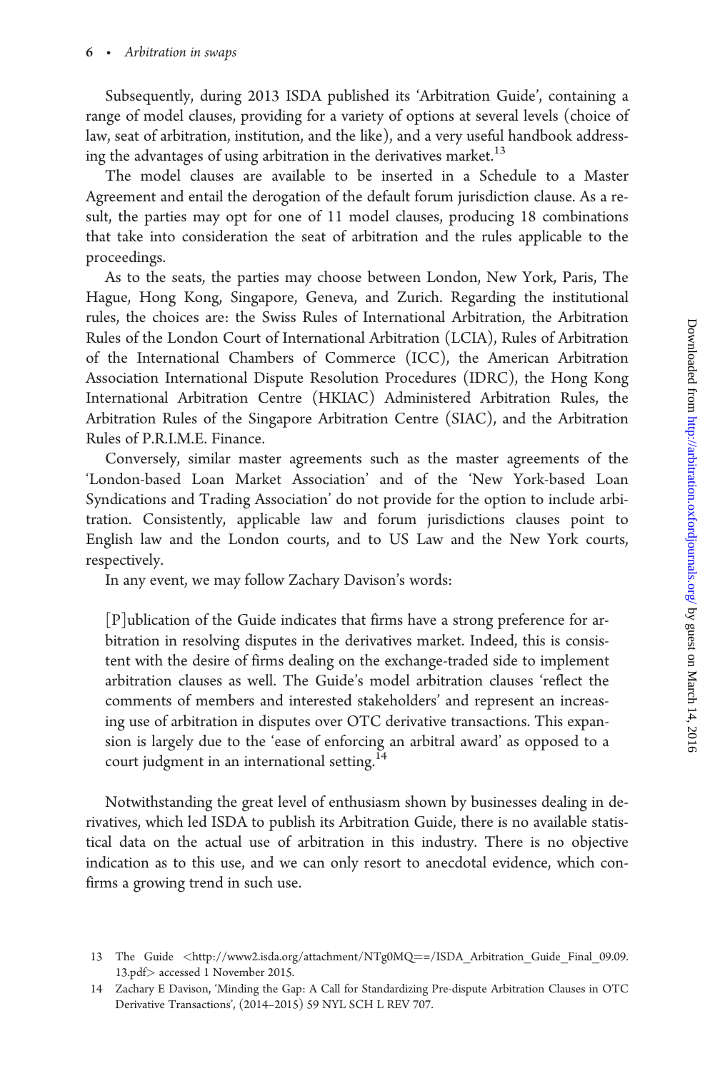Subsequently, during 2013 ISDA published its 'Arbitration Guide', containing a range of model clauses, providing for a variety of options at several levels (choice of law, seat of arbitration, institution, and the like), and a very useful handbook addressing the advantages of using arbitration in the derivatives market.[13]

The model clauses are available to be inserted in a Schedule to a Master Agreement and entail the derogation of the default forum jurisdiction clause. As a result, the parties may opt for one of 11 model clauses, producing 18 combinations that take into consideration the seat of arbitration and the rules applicable to the proceedings.

As to the seats, the parties may choose between London, New York, Paris, The Hague, Hong Kong, Singapore, Geneva, and Zurich. Regarding the institutional rules, the choices are: the Swiss Rules of International Arbitration, the Arbitration Rules of the London Court of International Arbitration (LCIA), Rules of Arbitration of the International Chambers of Commerce (ICC), the American Arbitration Association International Dispute Resolution Procedures (IDRC), the Hong Kong International Arbitration Centre (HKIAC) Administered Arbitration Rules, the Arbitration Rules of the Singapore Arbitration Centre (SIAC), and the Arbitration Rules of P.R.I.M.E. Finance.

Conversely, similar master agreements such as the master agreements of the 'London-based Loan Market Association' and of the 'New York-based Loan Syndications and Trading Association' do not provide for the option to include arbitration. Consistently, applicable law and forum jurisdictions clauses point to English law and the London courts, and to US Law and the New York courts, respectively.

In any event, we may follow Zachary Davison's words:

> [P]ublication of the Guide indicates that firms have a strong preference for arbitration in resolving disputes in the derivatives market. Indeed, this is consistent with the desire of firms dealing on the exchange-traded side to implement arbitration clauses as well. The Guide's model arbitration clauses 'reflect the comments of members and interested stakeholders' and represent an increasing use of arbitration in disputes over OTC derivative transactions. This expansion is largely due to the 'ease of enforcing an arbitral award' as opposed to a court judgment in an international setting.[14]

Notwithstanding the great level of enthusiasm shown by businesses dealing in derivatives, which led ISDA to publish its Arbitration Guide, there is no available statistical data on the actual use of arbitration in this industry. There is no objective indication as to this use, and we can only resort to anecdotal evidence, which confirms a growing trend in such use.

13 The Guide <http://www2.isda.org/attachment/NTg0MQ==/ISDA_Arbitration_Guide_Final_09.09.13.pdf> accessed 1 November 2015.

14 Zachary E Davison, 'Minding the Gap: A Call for Standardizing Pre-dispute Arbitration Clauses in OTC Derivative Transactions', (2014–2015) 59 NYL SCH L REV 707.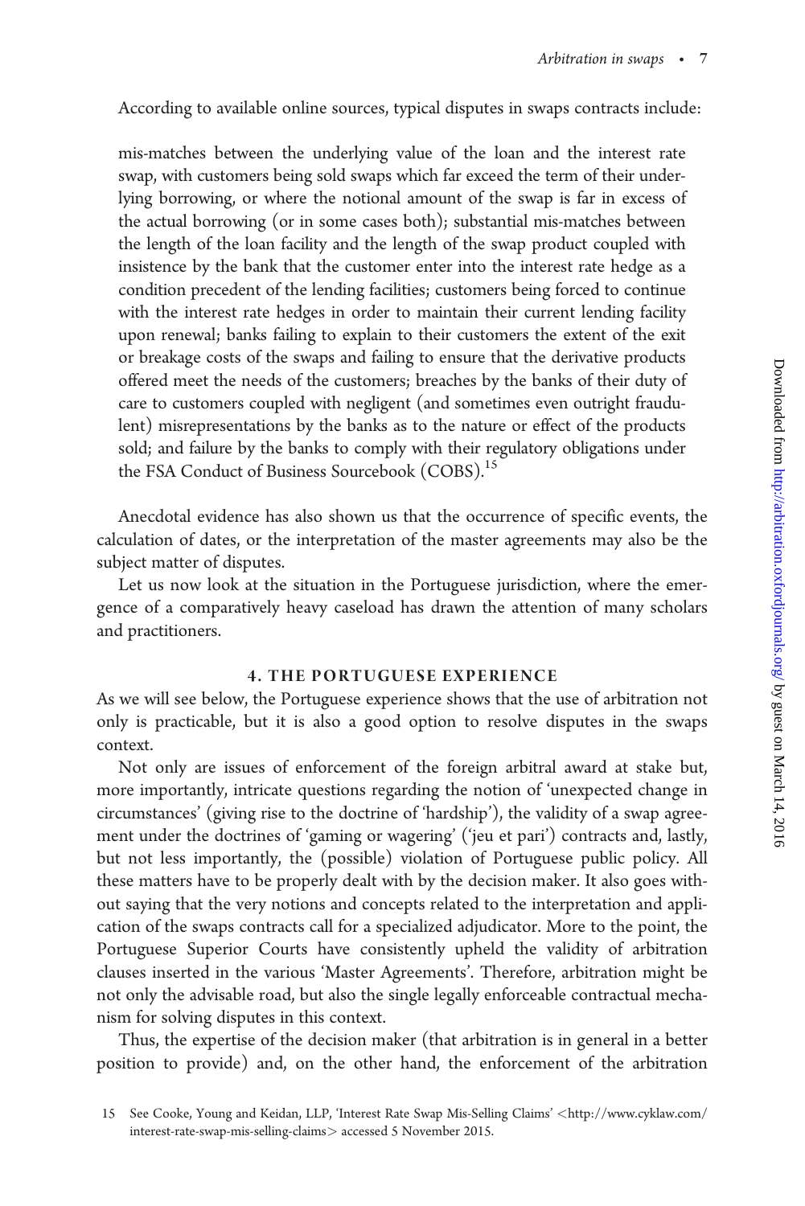According to available online sources, typical disputes in swaps contracts include:

> mis-matches between the underlying value of the loan and the interest rate swap, with customers being sold swaps which far exceed the term of their underlying borrowing, or where the notional amount of the swap is far in excess of the actual borrowing (or in some cases both); substantial mis-matches between the length of the loan facility and the length of the swap product coupled with insistence by the bank that the customer enter into the interest rate hedge as a condition precedent of the lending facilities; customers being forced to continue with the interest rate hedges in order to maintain their current lending facility upon renewal; banks failing to explain to their customers the extent of the exit or breakage costs of the swaps and failing to ensure that the derivative products offered meet the needs of the customers; breaches by the banks of their duty of care to customers coupled with negligent (and sometimes even outright fraudulent) misrepresentations by the banks as to the nature or effect of the products sold; and failure by the banks to comply with their regulatory obligations under the FSA Conduct of Business Sourcebook (COBS).[15]

Anecdotal evidence has also shown us that the occurrence of specific events, the calculation of dates, or the interpretation of the master agreements may also be the subject matter of disputes.

Let us now look at the situation in the Portuguese jurisdiction, where the emergence of a comparatively heavy caseload has drawn the attention of many scholars and practitioners.

## 4. THE PORTUGUESE EXPERIENCE

As we will see below, the Portuguese experience shows that the use of arbitration not only is practicable, but it is also a good option to resolve disputes in the swaps context.

Not only are issues of enforcement of the foreign arbitral award at stake but, more importantly, intricate questions regarding the notion of 'unexpected change in circumstances' (giving rise to the doctrine of 'hardship'), the validity of a swap agreement under the doctrines of 'gaming or wagering' ('jeu et pari') contracts and, lastly, but not less importantly, the (possible) violation of Portuguese public policy. All these matters have to be properly dealt with by the decision maker. It also goes without saying that the very notions and concepts related to the interpretation and application of the swaps contracts call for a specialized adjudicator. More to the point, the Portuguese Superior Courts have consistently upheld the validity of arbitration clauses inserted in the various 'Master Agreements'. Therefore, arbitration might be not only the advisable road, but also the single legally enforceable contractual mechanism for solving disputes in this context.

Thus, the expertise of the decision maker (that arbitration is in general in a better position to provide) and, on the other hand, the enforcement of the arbitration

---

15 See Cooke, Young and Keidan, LLP, 'Interest Rate Swap Mis-Selling Claims' <http://www.cyklaw.com/interest-rate-swap-mis-selling-claims> accessed 5 November 2015.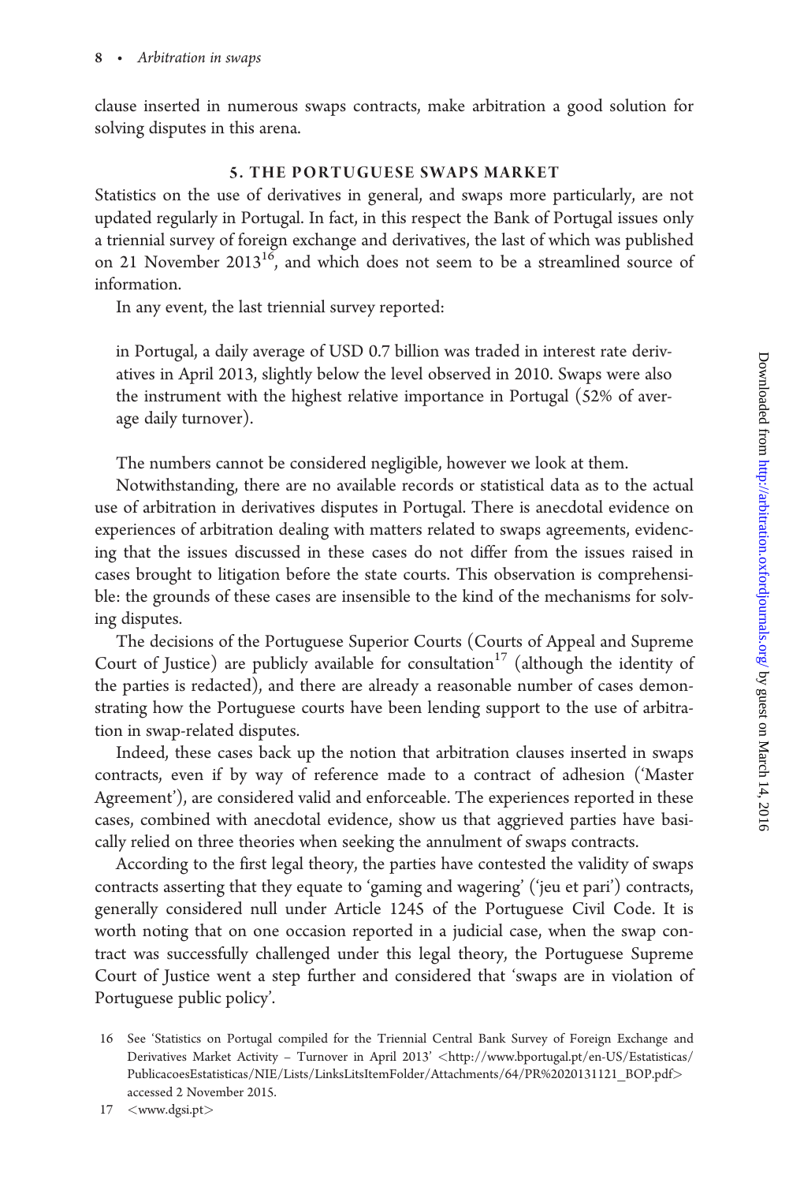clause inserted in numerous swaps contracts, make arbitration a good solution for solving disputes in this arena.

## 5. THE PORTUGUESE SWAPS MARKET

Statistics on the use of derivatives in general, and swaps more particularly, are not updated regularly in Portugal. In fact, in this respect the Bank of Portugal issues only a triennial survey of foreign exchange and derivatives, the last of which was published on 21 November 2013[16], and which does not seem to be a streamlined source of information.

In any event, the last triennial survey reported:

> in Portugal, a daily average of USD 0.7 billion was traded in interest rate derivatives in April 2013, slightly below the level observed in 2010. Swaps were also the instrument with the highest relative importance in Portugal (52% of average daily turnover).

The numbers cannot be considered negligible, however we look at them.

Notwithstanding, there are no available records or statistical data as to the actual use of arbitration in derivatives disputes in Portugal. There is anecdotal evidence on experiences of arbitration dealing with matters related to swaps agreements, evidencing that the issues discussed in these cases do not differ from the issues raised in cases brought to litigation before the state courts. This observation is comprehensible: the grounds of these cases are insensible to the kind of the mechanisms for solving disputes.

The decisions of the Portuguese Superior Courts (Courts of Appeal and Supreme Court of Justice) are publicly available for consultation[17] (although the identity of the parties is redacted), and there are already a reasonable number of cases demonstrating how the Portuguese courts have been lending support to the use of arbitration in swap-related disputes.

Indeed, these cases back up the notion that arbitration clauses inserted in swaps contracts, even if by way of reference made to a contract of adhesion ('Master Agreement'), are considered valid and enforceable. The experiences reported in these cases, combined with anecdotal evidence, show us that aggrieved parties have basically relied on three theories when seeking the annulment of swaps contracts.

According to the first legal theory, the parties have contested the validity of swaps contracts asserting that they equate to 'gaming and wagering' ('jeu et pari') contracts, generally considered null under Article 1245 of the Portuguese Civil Code. It is worth noting that on one occasion reported in a judicial case, when the swap contract was successfully challenged under this legal theory, the Portuguese Supreme Court of Justice went a step further and considered that 'swaps are in violation of Portuguese public policy'.

---

16 See 'Statistics on Portugal compiled for the Triennial Central Bank Survey of Foreign Exchange and Derivatives Market Activity – Turnover in April 2013' <http://www.bportugal.pt/en-US/Estatisticas/PublicacoesEstatisticas/NIE/Lists/LinksLitsItemFolder/Attachments/64/PR%2020131121_BOP.pdf> accessed 2 November 2015.

17 <www.dgsi.pt>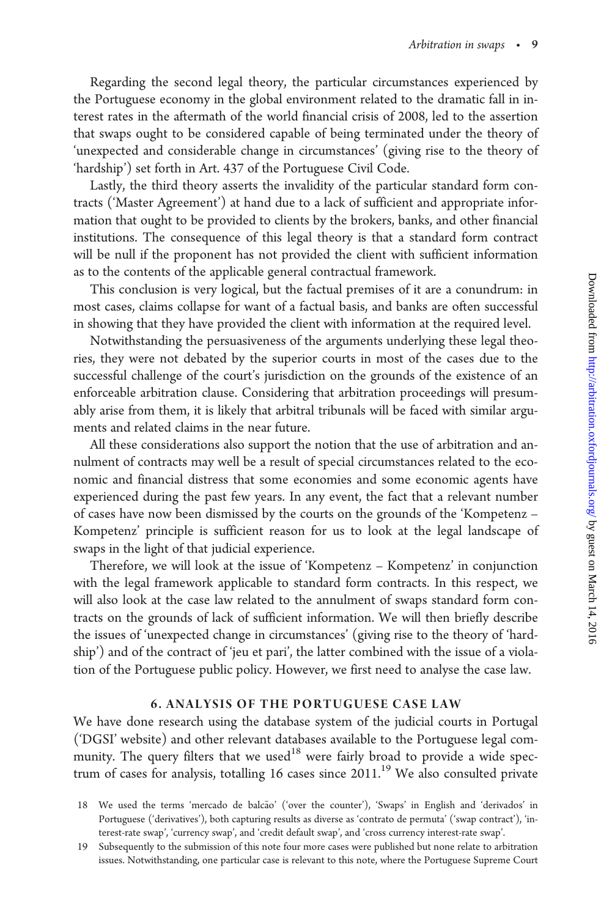Regarding the second legal theory, the particular circumstances experienced by the Portuguese economy in the global environment related to the dramatic fall in interest rates in the aftermath of the world financial crisis of 2008, led to the assertion that swaps ought to be considered capable of being terminated under the theory of 'unexpected and considerable change in circumstances' (giving rise to the theory of 'hardship') set forth in Art. 437 of the Portuguese Civil Code.

Lastly, the third theory asserts the invalidity of the particular standard form contracts ('Master Agreement') at hand due to a lack of sufficient and appropriate information that ought to be provided to clients by the brokers, banks, and other financial institutions. The consequence of this legal theory is that a standard form contract will be null if the proponent has not provided the client with sufficient information as to the contents of the applicable general contractual framework.

This conclusion is very logical, but the factual premises of it are a conundrum: in most cases, claims collapse for want of a factual basis, and banks are often successful in showing that they have provided the client with information at the required level.

Notwithstanding the persuasiveness of the arguments underlying these legal theories, they were not debated by the superior courts in most of the cases due to the successful challenge of the court's jurisdiction on the grounds of the existence of an enforceable arbitration clause. Considering that arbitration proceedings will presumably arise from them, it is likely that arbitral tribunals will be faced with similar arguments and related claims in the near future.

All these considerations also support the notion that the use of arbitration and annulment of contracts may well be a result of special circumstances related to the economic and financial distress that some economies and some economic agents have experienced during the past few years. In any event, the fact that a relevant number of cases have now been dismissed by the courts on the grounds of the 'Kompetenz – Kompetenz' principle is sufficient reason for us to look at the legal landscape of swaps in the light of that judicial experience.

Therefore, we will look at the issue of 'Kompetenz – Kompetenz' in conjunction with the legal framework applicable to standard form contracts. In this respect, we will also look at the case law related to the annulment of swaps standard form contracts on the grounds of lack of sufficient information. We will then briefly describe the issues of 'unexpected change in circumstances' (giving rise to the theory of 'hardship') and of the contract of 'jeu et pari', the latter combined with the issue of a violation of the Portuguese public policy. However, we first need to analyse the case law.

## 6. ANALYSIS OF THE PORTUGUESE CASE LAW

We have done research using the database system of the judicial courts in Portugal ('DGSI' website) and other relevant databases available to the Portuguese legal community. The query filters that we used[18] were fairly broad to provide a wide spectrum of cases for analysis, totalling 16 cases since 2011.[19] We also consulted private

18 We used the terms 'mercado de balcão' ('over the counter'), 'Swaps' in English and 'derivados' in Portuguese ('derivatives'), both capturing results as diverse as 'contrato de permuta' ('swap contract'), 'interest-rate swap', 'currency swap', and 'credit default swap', and 'cross currency interest-rate swap'.

19 Subsequently to the submission of this note four more cases were published but none relate to arbitration issues. Notwithstanding, one particular case is relevant to this note, where the Portuguese Supreme Court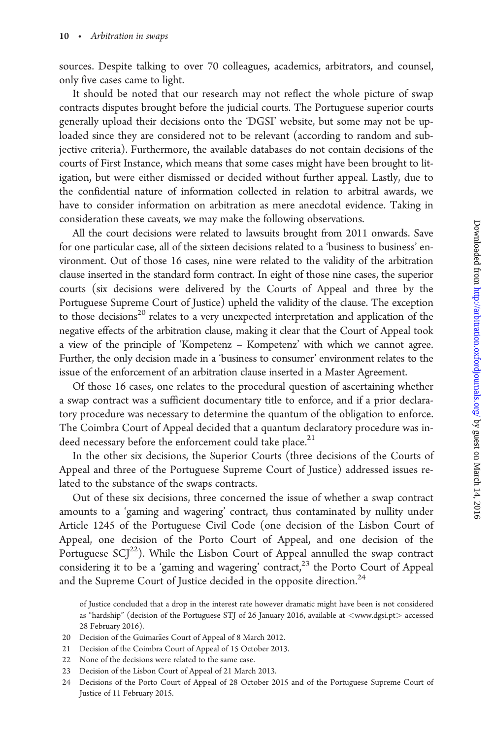sources. Despite talking to over 70 colleagues, academics, arbitrators, and counsel, only five cases came to light.

It should be noted that our research may not reflect the whole picture of swap contracts disputes brought before the judicial courts. The Portuguese superior courts generally upload their decisions onto the 'DGSI' website, but some may not be uploaded since they are considered not to be relevant (according to random and subjective criteria). Furthermore, the available databases do not contain decisions of the courts of First Instance, which means that some cases might have been brought to litigation, but were either dismissed or decided without further appeal. Lastly, due to the confidential nature of information collected in relation to arbitral awards, we have to consider information on arbitration as mere anecdotal evidence. Taking in consideration these caveats, we may make the following observations.

All the court decisions were related to lawsuits brought from 2011 onwards. Save for one particular case, all of the sixteen decisions related to a 'business to business' environment. Out of those 16 cases, nine were related to the validity of the arbitration clause inserted in the standard form contract. In eight of those nine cases, the superior courts (six decisions were delivered by the Courts of Appeal and three by the Portuguese Supreme Court of Justice) upheld the validity of the clause. The exception to those decisions[20] relates to a very unexpected interpretation and application of the negative effects of the arbitration clause, making it clear that the Court of Appeal took a view of the principle of 'Kompetenz – Kompetenz' with which we cannot agree. Further, the only decision made in a 'business to consumer' environment relates to the issue of the enforcement of an arbitration clause inserted in a Master Agreement.

Of those 16 cases, one relates to the procedural question of ascertaining whether a swap contract was a sufficient documentary title to enforce, and if a prior declaratory procedure was necessary to determine the quantum of the obligation to enforce. The Coimbra Court of Appeal decided that a quantum declaratory procedure was indeed necessary before the enforcement could take place.[21]

In the other six decisions, the Superior Courts (three decisions of the Courts of Appeal and three of the Portuguese Supreme Court of Justice) addressed issues related to the substance of the swaps contracts.

Out of these six decisions, three concerned the issue of whether a swap contract amounts to a 'gaming and wagering' contract, thus contaminated by nullity under Article 1245 of the Portuguese Civil Code (one decision of the Lisbon Court of Appeal, one decision of the Porto Court of Appeal, and one decision of the Portuguese SCJ[22]). While the Lisbon Court of Appeal annulled the swap contract considering it to be a 'gaming and wagering' contract,[23] the Porto Court of Appeal and the Supreme Court of Justice decided in the opposite direction.[24]

of Justice concluded that a drop in the interest rate however dramatic might have been is not considered as "hardship" (decision of the Portuguese STJ of 26 January 2016, available at <www.dgsi.pt> accessed 28 February 2016).

20 Decision of the Guimarães Court of Appeal of 8 March 2012.

21 Decision of the Coimbra Court of Appeal of 15 October 2013.

22 None of the decisions were related to the same case.

23 Decision of the Lisbon Court of Appeal of 21 March 2013.

24 Decisions of the Porto Court of Appeal of 28 October 2015 and of the Portuguese Supreme Court of Justice of 11 February 2015.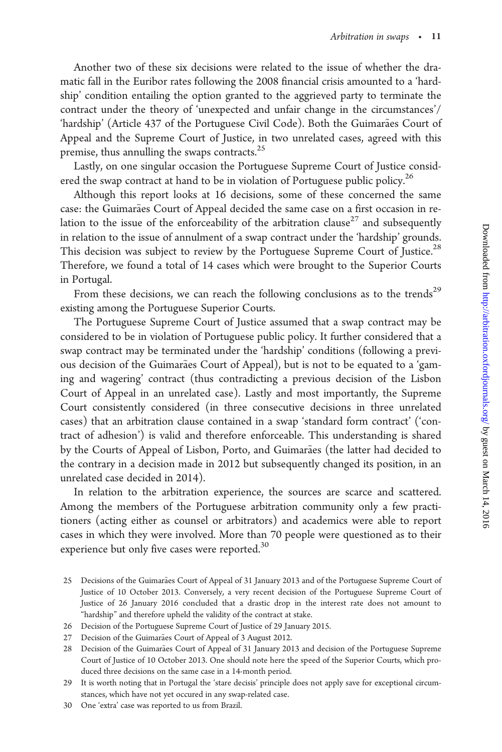Another two of these six decisions were related to the issue of whether the dramatic fall in the Euribor rates following the 2008 financial crisis amounted to a 'hardship' condition entailing the option granted to the aggrieved party to terminate the contract under the theory of 'unexpected and unfair change in the circumstances'/ 'hardship' (Article 437 of the Portuguese Civil Code). Both the Guimarães Court of Appeal and the Supreme Court of Justice, in two unrelated cases, agreed with this premise, thus annulling the swaps contracts.[25]

Lastly, on one singular occasion the Portuguese Supreme Court of Justice considered the swap contract at hand to be in violation of Portuguese public policy.[26]

Although this report looks at 16 decisions, some of these concerned the same case: the Guimarães Court of Appeal decided the same case on a first occasion in relation to the issue of the enforceability of the arbitration clause[27] and subsequently in relation to the issue of annulment of a swap contract under the 'hardship' grounds. This decision was subject to review by the Portuguese Supreme Court of Justice.[28] Therefore, we found a total of 14 cases which were brought to the Superior Courts in Portugal.

From these decisions, we can reach the following conclusions as to the trends[29] existing among the Portuguese Superior Courts.

The Portuguese Supreme Court of Justice assumed that a swap contract may be considered to be in violation of Portuguese public policy. It further considered that a swap contract may be terminated under the 'hardship' conditions (following a previous decision of the Guimarães Court of Appeal), but is not to be equated to a 'gaming and wagering' contract (thus contradicting a previous decision of the Lisbon Court of Appeal in an unrelated case). Lastly and most importantly, the Supreme Court consistently considered (in three consecutive decisions in three unrelated cases) that an arbitration clause contained in a swap 'standard form contract' ('contract of adhesion') is valid and therefore enforceable. This understanding is shared by the Courts of Appeal of Lisbon, Porto, and Guimarães (the latter had decided to the contrary in a decision made in 2012 but subsequently changed its position, in an unrelated case decided in 2014).

In relation to the arbitration experience, the sources are scarce and scattered. Among the members of the Portuguese arbitration community only a few practitioners (acting either as counsel or arbitrators) and academics were able to report cases in which they were involved. More than 70 people were questioned as to their experience but only five cases were reported.[30]

25 Decisions of the Guimarães Court of Appeal of 31 January 2013 and of the Portuguese Supreme Court of Justice of 10 October 2013. Conversely, a very recent decision of the Portuguese Supreme Court of Justice of 26 January 2016 concluded that a drastic drop in the interest rate does not amount to "hardship" and therefore upheld the validity of the contract at stake.

26 Decision of the Portuguese Supreme Court of Justice of 29 January 2015.

27 Decision of the Guimarães Court of Appeal of 3 August 2012.

28 Decision of the Guimarães Court of Appeal of 31 January 2013 and decision of the Portuguese Supreme Court of Justice of 10 October 2013. One should note here the speed of the Superior Courts, which produced three decisions on the same case in a 14-month period.

29 It is worth noting that in Portugal the 'stare decisis' principle does not apply save for exceptional circumstances, which have not yet occured in any swap-related case.

30 One 'extra' case was reported to us from Brazil.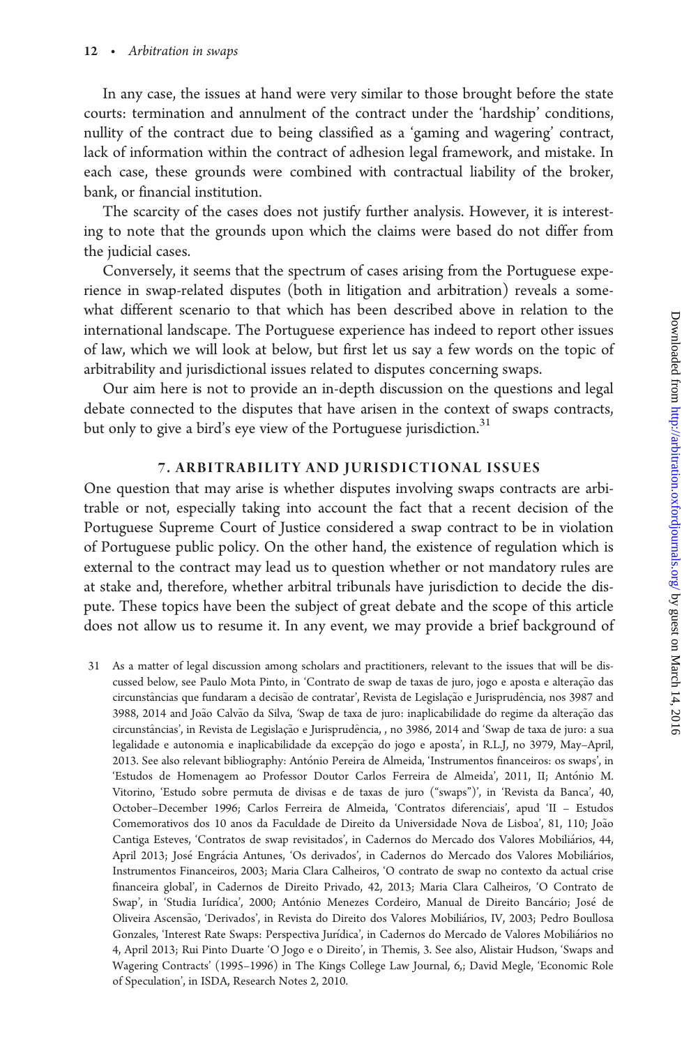In any case, the issues at hand were very similar to those brought before the state courts: termination and annulment of the contract under the 'hardship' conditions, nullity of the contract due to being classified as a 'gaming and wagering' contract, lack of information within the contract of adhesion legal framework, and mistake. In each case, these grounds were combined with contractual liability of the broker, bank, or financial institution.

The scarcity of the cases does not justify further analysis. However, it is interesting to note that the grounds upon which the claims were based do not differ from the judicial cases.

Conversely, it seems that the spectrum of cases arising from the Portuguese experience in swap-related disputes (both in litigation and arbitration) reveals a somewhat different scenario to that which has been described above in relation to the international landscape. The Portuguese experience has indeed to report other issues of law, which we will look at below, but first let us say a few words on the topic of arbitrability and jurisdictional issues related to disputes concerning swaps.

Our aim here is not to provide an in-depth discussion on the questions and legal debate connected to the disputes that have arisen in the context of swaps contracts, but only to give a bird's eye view of the Portuguese jurisdiction.[31]

## 7. ARBITRABILITY AND JURISDICTIONAL ISSUES

One question that may arise is whether disputes involving swaps contracts are arbitrable or not, especially taking into account the fact that a recent decision of the Portuguese Supreme Court of Justice considered a swap contract to be in violation of Portuguese public policy. On the other hand, the existence of regulation which is external to the contract may lead us to question whether or not mandatory rules are at stake and, therefore, whether arbitral tribunals have jurisdiction to decide the dispute. These topics have been the subject of great debate and the scope of this article does not allow us to resume it. In any event, we may provide a brief background of

31 As a matter of legal discussion among scholars and practitioners, relevant to the issues that will be discussed below, see Paulo Mota Pinto, in 'Contrato de swap de taxas de juro, jogo e aposta e alteração das circunstâncias que fundaram a decisão de contratar', Revista de Legislação e Jurisprudência, nos 3987 and 3988, 2014 and João Calvão da Silva, 'Swap de taxa de juro: inaplicabilidade do regime da alteração das circunstâncias', in Revista de Legislação e Jurisprudência, , no 3986, 2014 and 'Swap de taxa de juro: a sua legalidade e autonomia e inaplicabilidade da excepção do jogo e aposta', in R.L.J, no 3979, May–April, 2013. See also relevant bibliography: António Pereira de Almeida, 'Instrumentos financeiros: os swaps', in 'Estudos de Homenagem ao Professor Doutor Carlos Ferreira de Almeida', 2011, II; António M. Vitorino, 'Estudo sobre permuta de divisas e de taxas de juro ("swaps")', in 'Revista da Banca', 40, October–December 1996; Carlos Ferreira de Almeida, 'Contratos diferenciais', apud 'II – Estudos Comemorativos dos 10 anos da Faculdade de Direito da Universidade Nova de Lisboa', 81, 110; João Cantiga Esteves, 'Contratos de swap revisitados', in Cadernos do Mercado dos Valores Mobiliários, 44, April 2013; José Engrácia Antunes, 'Os derivados', in Cadernos do Mercado dos Valores Mobiliários, Instrumentos Financeiros, 2003; Maria Clara Calheiros, 'O contrato de swap no contexto da actual crise financeira global', in Cadernos de Direito Privado, 42, 2013; Maria Clara Calheiros, 'O Contrato de Swap', in 'Studia Iurídica', 2000; António Menezes Cordeiro, Manual de Direito Bancário; José de Oliveira Ascensão, 'Derivados', in Revista do Direito dos Valores Mobiliários, IV, 2003; Pedro Boullosa Gonzales, 'Interest Rate Swaps: Perspectiva Jurídica', in Cadernos do Mercado de Valores Mobiliários no 4, April 2013; Rui Pinto Duarte 'O Jogo e o Direito', in Themis, 3. See also, Alistair Hudson, 'Swaps and Wagering Contracts' (1995–1996) in The Kings College Law Journal, 6,; David Megle, 'Economic Role of Speculation', in ISDA, Research Notes 2, 2010.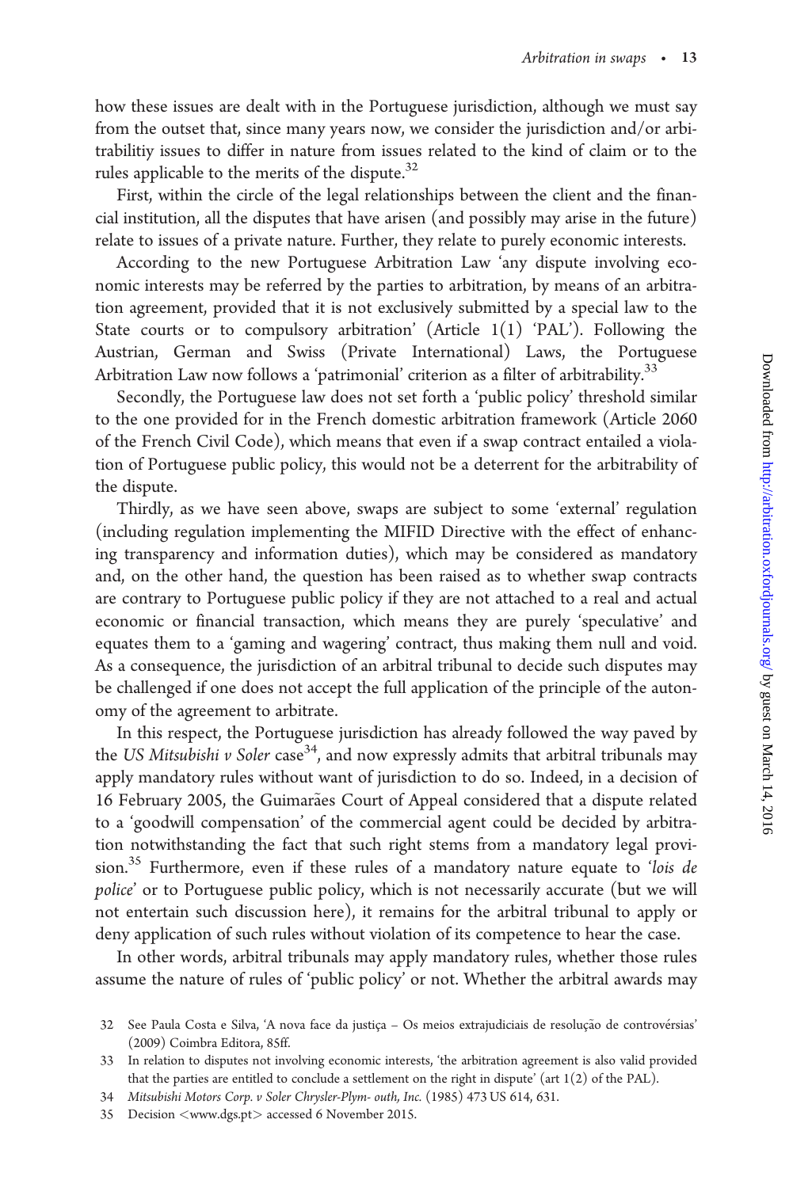how these issues are dealt with in the Portuguese jurisdiction, although we must say from the outset that, since many years now, we consider the jurisdiction and/or arbitrabilitiy issues to differ in nature from issues related to the kind of claim or to the rules applicable to the merits of the dispute.[32]

First, within the circle of the legal relationships between the client and the financial institution, all the disputes that have arisen (and possibly may arise in the future) relate to issues of a private nature. Further, they relate to purely economic interests.

According to the new Portuguese Arbitration Law 'any dispute involving economic interests may be referred by the parties to arbitration, by means of an arbitration agreement, provided that it is not exclusively submitted by a special law to the State courts or to compulsory arbitration' (Article 1(1) 'PAL'). Following the Austrian, German and Swiss (Private International) Laws, the Portuguese Arbitration Law now follows a 'patrimonial' criterion as a filter of arbitrability.[33]

Secondly, the Portuguese law does not set forth a 'public policy' threshold similar to the one provided for in the French domestic arbitration framework (Article 2060 of the French Civil Code), which means that even if a swap contract entailed a violation of Portuguese public policy, this would not be a deterrent for the arbitrability of the dispute.

Thirdly, as we have seen above, swaps are subject to some 'external' regulation (including regulation implementing the MIFID Directive with the effect of enhancing transparency and information duties), which may be considered as mandatory and, on the other hand, the question has been raised as to whether swap contracts are contrary to Portuguese public policy if they are not attached to a real and actual economic or financial transaction, which means they are purely 'speculative' and equates them to a 'gaming and wagering' contract, thus making them null and void. As a consequence, the jurisdiction of an arbitral tribunal to decide such disputes may be challenged if one does not accept the full application of the principle of the autonomy of the agreement to arbitrate.

In this respect, the Portuguese jurisdiction has already followed the way paved by the *US Mitsubishi v Soler* case[34], and now expressly admits that arbitral tribunals may apply mandatory rules without want of jurisdiction to do so. Indeed, in a decision of 16 February 2005, the Guimarães Court of Appeal considered that a dispute related to a 'goodwill compensation' of the commercial agent could be decided by arbitration notwithstanding the fact that such right stems from a mandatory legal provision.[35] Furthermore, even if these rules of a mandatory nature equate to '*lois de police*' or to Portuguese public policy, which is not necessarily accurate (but we will not entertain such discussion here), it remains for the arbitral tribunal to apply or deny application of such rules without violation of its competence to hear the case.

In other words, arbitral tribunals may apply mandatory rules, whether those rules assume the nature of rules of 'public policy' or not. Whether the arbitral awards may

---

32 See Paula Costa e Silva, 'A nova face da justiça – Os meios extrajudiciais de resolução de controvérsias' (2009) Coimbra Editora, 85ff.

33 In relation to disputes not involving economic interests, 'the arbitration agreement is also valid provided that the parties are entitled to conclude a settlement on the right in dispute' (art 1(2) of the PAL).

34 *Mitsubishi Motors Corp. v Soler Chrysler-Plym- outh, Inc.* (1985) 473 US 614, 631.

35 Decision <www.dgs.pt> accessed 6 November 2015.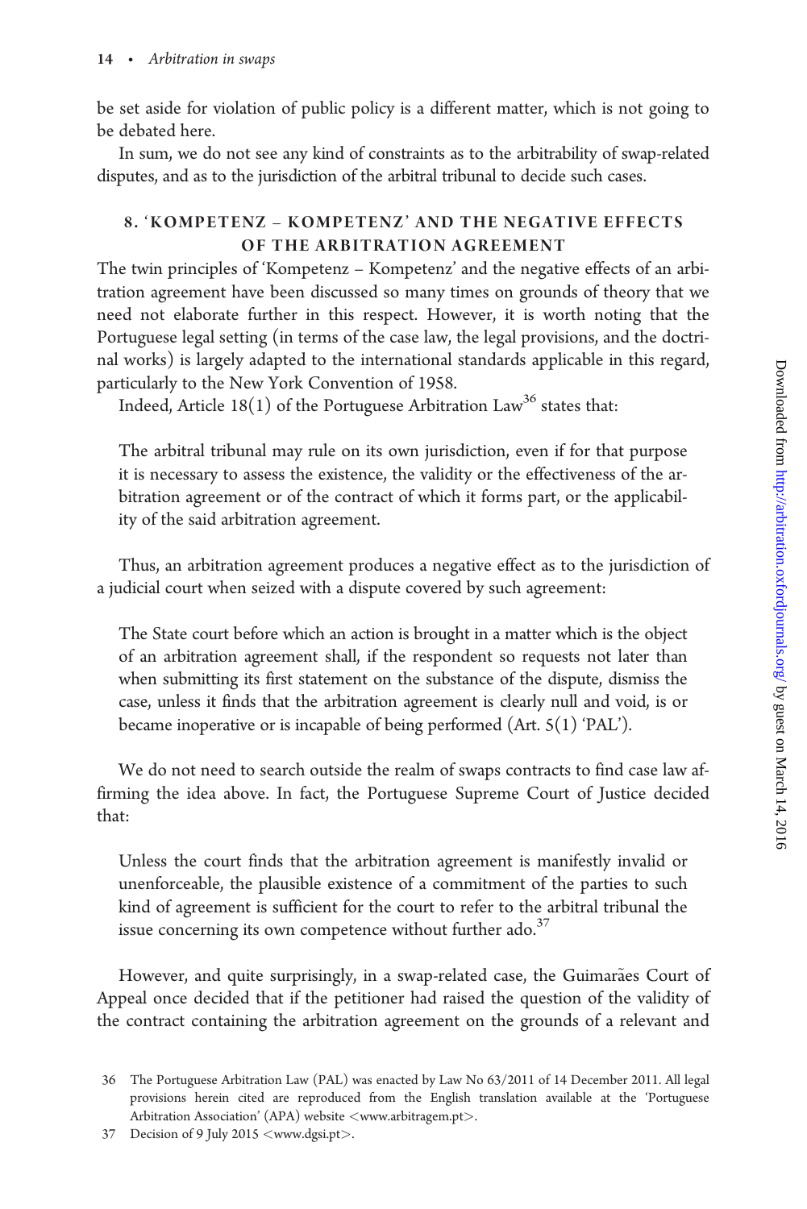be set aside for violation of public policy is a different matter, which is not going to be debated here.

In sum, we do not see any kind of constraints as to the arbitrability of swap-related disputes, and as to the jurisdiction of the arbitral tribunal to decide such cases.

## 8. 'KOMPETENZ – KOMPETENZ' AND THE NEGATIVE EFFECTS OF THE ARBITRATION AGREEMENT

The twin principles of 'Kompetenz – Kompetenz' and the negative effects of an arbitration agreement have been discussed so many times on grounds of theory that we need not elaborate further in this respect. However, it is worth noting that the Portuguese legal setting (in terms of the case law, the legal provisions, and the doctrinal works) is largely adapted to the international standards applicable in this regard, particularly to the New York Convention of 1958.

Indeed, Article 18(1) of the Portuguese Arbitration Law[36] states that:

> The arbitral tribunal may rule on its own jurisdiction, even if for that purpose it is necessary to assess the existence, the validity or the effectiveness of the arbitration agreement or of the contract of which it forms part, or the applicability of the said arbitration agreement.

Thus, an arbitration agreement produces a negative effect as to the jurisdiction of a judicial court when seized with a dispute covered by such agreement:

> The State court before which an action is brought in a matter which is the object of an arbitration agreement shall, if the respondent so requests not later than when submitting its first statement on the substance of the dispute, dismiss the case, unless it finds that the arbitration agreement is clearly null and void, is or became inoperative or is incapable of being performed (Art. 5(1) 'PAL').

We do not need to search outside the realm of swaps contracts to find case law affirming the idea above. In fact, the Portuguese Supreme Court of Justice decided that:

> Unless the court finds that the arbitration agreement is manifestly invalid or unenforceable, the plausible existence of a commitment of the parties to such kind of agreement is sufficient for the court to refer to the arbitral tribunal the issue concerning its own competence without further ado.[37]

However, and quite surprisingly, in a swap-related case, the Guimarães Court of Appeal once decided that if the petitioner had raised the question of the validity of the contract containing the arbitration agreement on the grounds of a relevant and

---

36 The Portuguese Arbitration Law (PAL) was enacted by Law No 63/2011 of 14 December 2011. All legal provisions herein cited are reproduced from the English translation available at the 'Portuguese Arbitration Association' (APA) website <www.arbitragem.pt>.

37 Decision of 9 July 2015 <www.dgsi.pt>.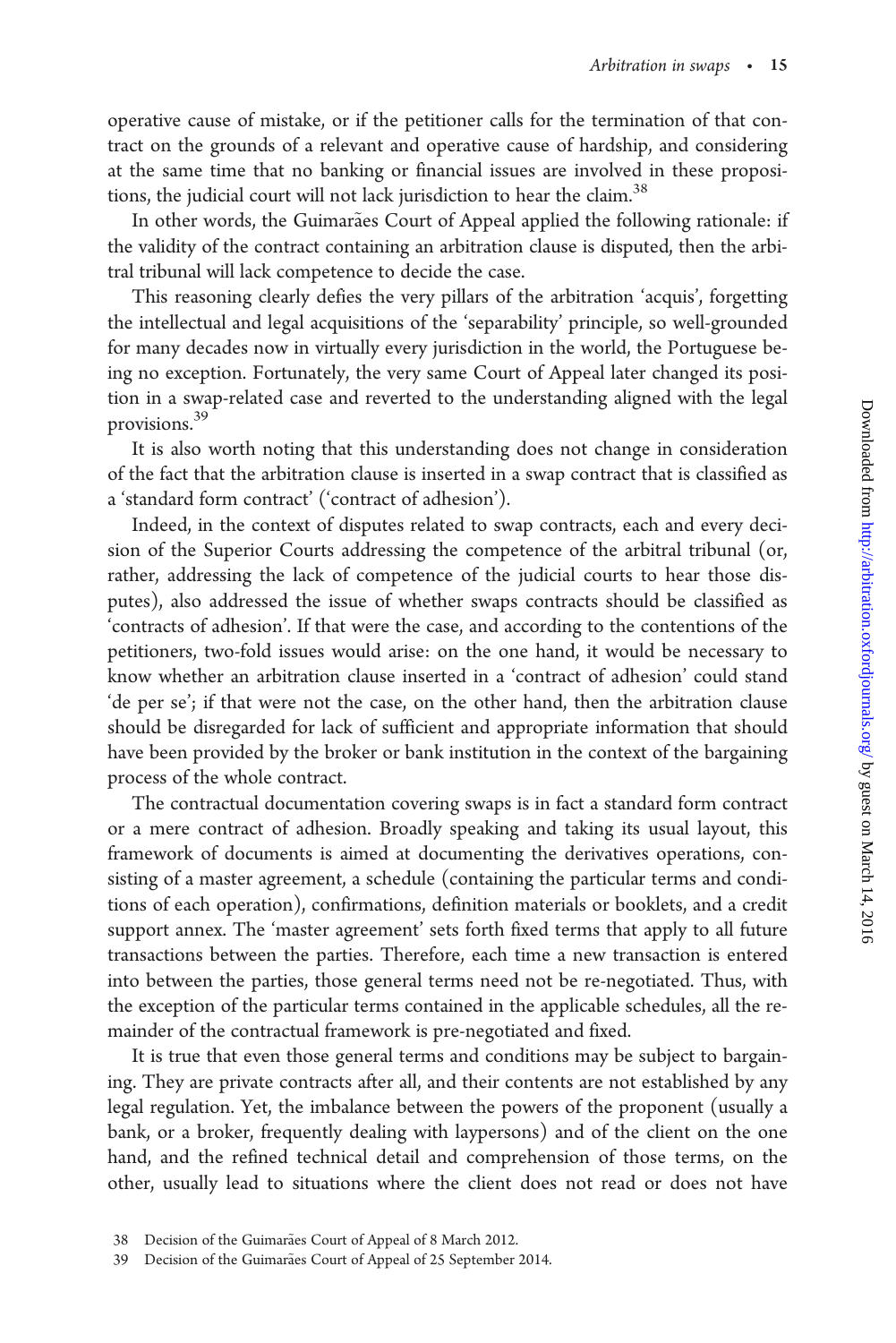operative cause of mistake, or if the petitioner calls for the termination of that contract on the grounds of a relevant and operative cause of hardship, and considering at the same time that no banking or financial issues are involved in these propositions, the judicial court will not lack jurisdiction to hear the claim.[38]

In other words, the Guimarães Court of Appeal applied the following rationale: if the validity of the contract containing an arbitration clause is disputed, then the arbitral tribunal will lack competence to decide the case.

This reasoning clearly defies the very pillars of the arbitration 'acquis', forgetting the intellectual and legal acquisitions of the 'separability' principle, so well-grounded for many decades now in virtually every jurisdiction in the world, the Portuguese being no exception. Fortunately, the very same Court of Appeal later changed its position in a swap-related case and reverted to the understanding aligned with the legal provisions.[39]

It is also worth noting that this understanding does not change in consideration of the fact that the arbitration clause is inserted in a swap contract that is classified as a 'standard form contract' ('contract of adhesion').

Indeed, in the context of disputes related to swap contracts, each and every decision of the Superior Courts addressing the competence of the arbitral tribunal (or, rather, addressing the lack of competence of the judicial courts to hear those disputes), also addressed the issue of whether swaps contracts should be classified as 'contracts of adhesion'. If that were the case, and according to the contentions of the petitioners, two-fold issues would arise: on the one hand, it would be necessary to know whether an arbitration clause inserted in a 'contract of adhesion' could stand 'de per se'; if that were not the case, on the other hand, then the arbitration clause should be disregarded for lack of sufficient and appropriate information that should have been provided by the broker or bank institution in the context of the bargaining process of the whole contract.

The contractual documentation covering swaps is in fact a standard form contract or a mere contract of adhesion. Broadly speaking and taking its usual layout, this framework of documents is aimed at documenting the derivatives operations, consisting of a master agreement, a schedule (containing the particular terms and conditions of each operation), confirmations, definition materials or booklets, and a credit support annex. The 'master agreement' sets forth fixed terms that apply to all future transactions between the parties. Therefore, each time a new transaction is entered into between the parties, those general terms need not be re-negotiated. Thus, with the exception of the particular terms contained in the applicable schedules, all the remainder of the contractual framework is pre-negotiated and fixed.

It is true that even those general terms and conditions may be subject to bargaining. They are private contracts after all, and their contents are not established by any legal regulation. Yet, the imbalance between the powers of the proponent (usually a bank, or a broker, frequently dealing with laypersons) and of the client on the one hand, and the refined technical detail and comprehension of those terms, on the other, usually lead to situations where the client does not read or does not have

38 Decision of the Guimarães Court of Appeal of 8 March 2012.

39 Decision of the Guimarães Court of Appeal of 25 September 2014.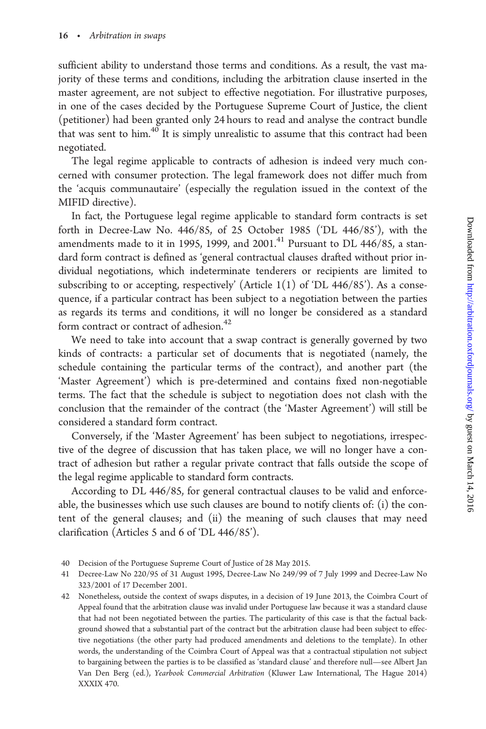sufficient ability to understand those terms and conditions. As a result, the vast majority of these terms and conditions, including the arbitration clause inserted in the master agreement, are not subject to effective negotiation. For illustrative purposes, in one of the cases decided by the Portuguese Supreme Court of Justice, the client (petitioner) had been granted only 24 hours to read and analyse the contract bundle that was sent to him.[40] It is simply unrealistic to assume that this contract had been negotiated.

The legal regime applicable to contracts of adhesion is indeed very much concerned with consumer protection. The legal framework does not differ much from the 'acquis communautaire' (especially the regulation issued in the context of the MIFID directive).

In fact, the Portuguese legal regime applicable to standard form contracts is set forth in Decree-Law No. 446/85, of 25 October 1985 ('DL 446/85'), with the amendments made to it in 1995, 1999, and 2001.[41] Pursuant to DL 446/85, a standard form contract is defined as 'general contractual clauses drafted without prior individual negotiations, which indeterminate tenderers or recipients are limited to subscribing to or accepting, respectively' (Article 1(1) of 'DL 446/85'). As a consequence, if a particular contract has been subject to a negotiation between the parties as regards its terms and conditions, it will no longer be considered as a standard form contract or contract of adhesion.[42]

We need to take into account that a swap contract is generally governed by two kinds of contracts: a particular set of documents that is negotiated (namely, the schedule containing the particular terms of the contract), and another part (the 'Master Agreement') which is pre-determined and contains fixed non-negotiable terms. The fact that the schedule is subject to negotiation does not clash with the conclusion that the remainder of the contract (the 'Master Agreement') will still be considered a standard form contract.

Conversely, if the 'Master Agreement' has been subject to negotiations, irrespective of the degree of discussion that has taken place, we will no longer have a contract of adhesion but rather a regular private contract that falls outside the scope of the legal regime applicable to standard form contracts.

According to DL 446/85, for general contractual clauses to be valid and enforceable, the businesses which use such clauses are bound to notify clients of: (i) the content of the general clauses; and (ii) the meaning of such clauses that may need clarification (Articles 5 and 6 of 'DL 446/85').

40 Decision of the Portuguese Supreme Court of Justice of 28 May 2015.

41 Decree-Law No 220/95 of 31 August 1995, Decree-Law No 249/99 of 7 July 1999 and Decree-Law No 323/2001 of 17 December 2001.

42 Nonetheless, outside the context of swaps disputes, in a decision of 19 June 2013, the Coimbra Court of Appeal found that the arbitration clause was invalid under Portuguese law because it was a standard clause that had not been negotiated between the parties. The particularity of this case is that the factual background showed that a substantial part of the contract but the arbitration clause had been subject to effective negotiations (the other party had produced amendments and deletions to the template). In other words, the understanding of the Coimbra Court of Appeal was that a contractual stipulation not subject to bargaining between the parties is to be classified as 'standard clause' and therefore null—see Albert Jan Van Den Berg (ed.), *Yearbook Commercial Arbitration* (Kluwer Law International, The Hague 2014) XXXIX 470.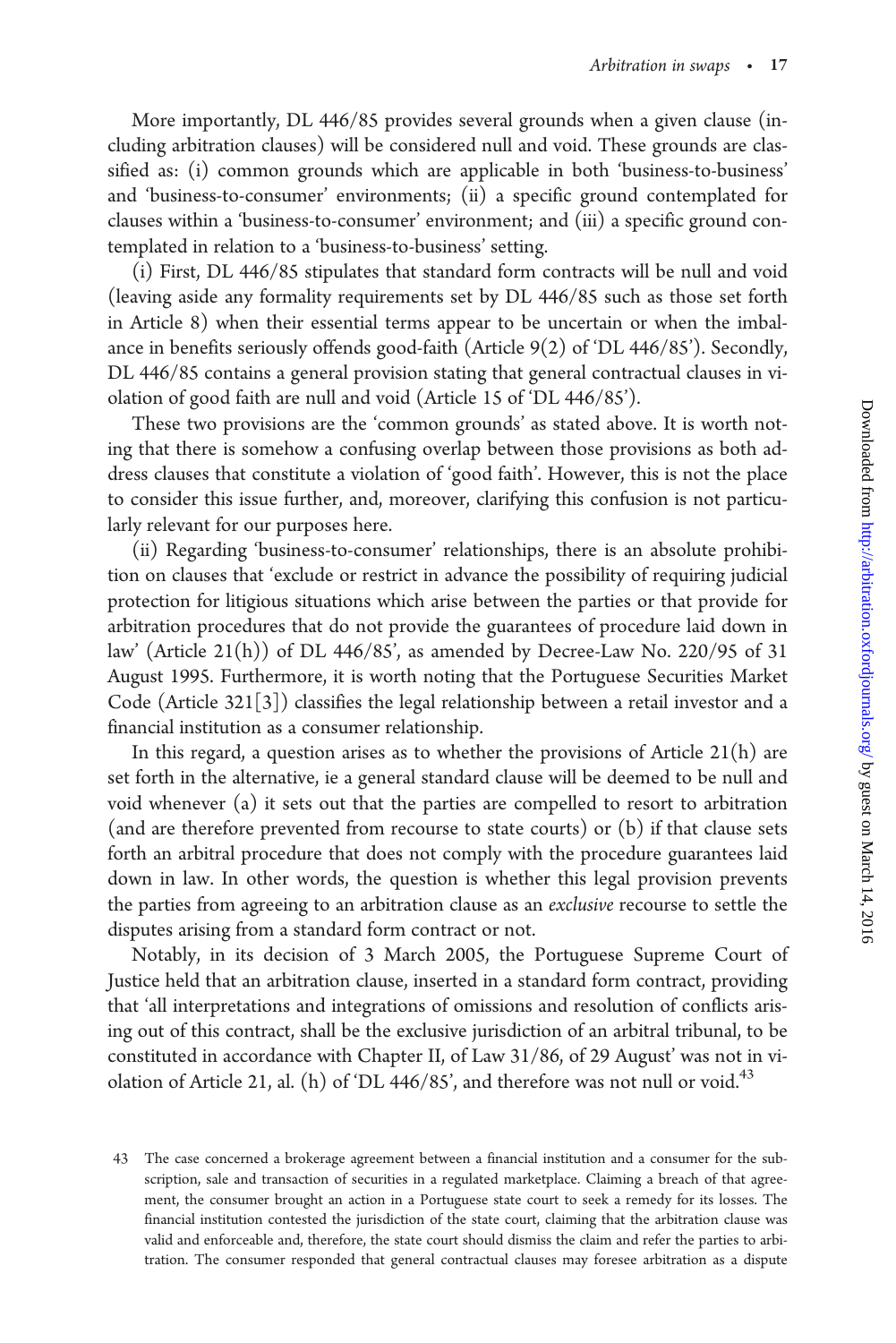More importantly, DL 446/85 provides several grounds when a given clause (including arbitration clauses) will be considered null and void. These grounds are classified as: (i) common grounds which are applicable in both 'business-to-business' and 'business-to-consumer' environments; (ii) a specific ground contemplated for clauses within a 'business-to-consumer' environment; and (iii) a specific ground contemplated in relation to a 'business-to-business' setting.

(i) First, DL 446/85 stipulates that standard form contracts will be null and void (leaving aside any formality requirements set by DL 446/85 such as those set forth in Article 8) when their essential terms appear to be uncertain or when the imbalance in benefits seriously offends good-faith (Article 9(2) of 'DL 446/85'). Secondly, DL 446/85 contains a general provision stating that general contractual clauses in violation of good faith are null and void (Article 15 of 'DL 446/85').

These two provisions are the 'common grounds' as stated above. It is worth noting that there is somehow a confusing overlap between those provisions as both address clauses that constitute a violation of 'good faith'. However, this is not the place to consider this issue further, and, moreover, clarifying this confusion is not particularly relevant for our purposes here.

(ii) Regarding 'business-to-consumer' relationships, there is an absolute prohibition on clauses that 'exclude or restrict in advance the possibility of requiring judicial protection for litigious situations which arise between the parties or that provide for arbitration procedures that do not provide the guarantees of procedure laid down in law' (Article 21(h)) of DL 446/85', as amended by Decree-Law No. 220/95 of 31 August 1995. Furthermore, it is worth noting that the Portuguese Securities Market Code (Article 321[3]) classifies the legal relationship between a retail investor and a financial institution as a consumer relationship.

In this regard, a question arises as to whether the provisions of Article 21(h) are set forth in the alternative, ie a general standard clause will be deemed to be null and void whenever (a) it sets out that the parties are compelled to resort to arbitration (and are therefore prevented from recourse to state courts) or (b) if that clause sets forth an arbitral procedure that does not comply with the procedure guarantees laid down in law. In other words, the question is whether this legal provision prevents the parties from agreeing to an arbitration clause as an *exclusive* recourse to settle the disputes arising from a standard form contract or not.

Notably, in its decision of 3 March 2005, the Portuguese Supreme Court of Justice held that an arbitration clause, inserted in a standard form contract, providing that 'all interpretations and integrations of omissions and resolution of conflicts arising out of this contract, shall be the exclusive jurisdiction of an arbitral tribunal, to be constituted in accordance with Chapter II, of Law 31/86, of 29 August' was not in violation of Article 21, al. (h) of 'DL 446/85', and therefore was not null or void.[43]

43 The case concerned a brokerage agreement between a financial institution and a consumer for the subscription, sale and transaction of securities in a regulated marketplace. Claiming a breach of that agreement, the consumer brought an action in a Portuguese state court to seek a remedy for its losses. The financial institution contested the jurisdiction of the state court, claiming that the arbitration clause was valid and enforceable and, therefore, the state court should dismiss the claim and refer the parties to arbitration. The consumer responded that general contractual clauses may foresee arbitration as a dispute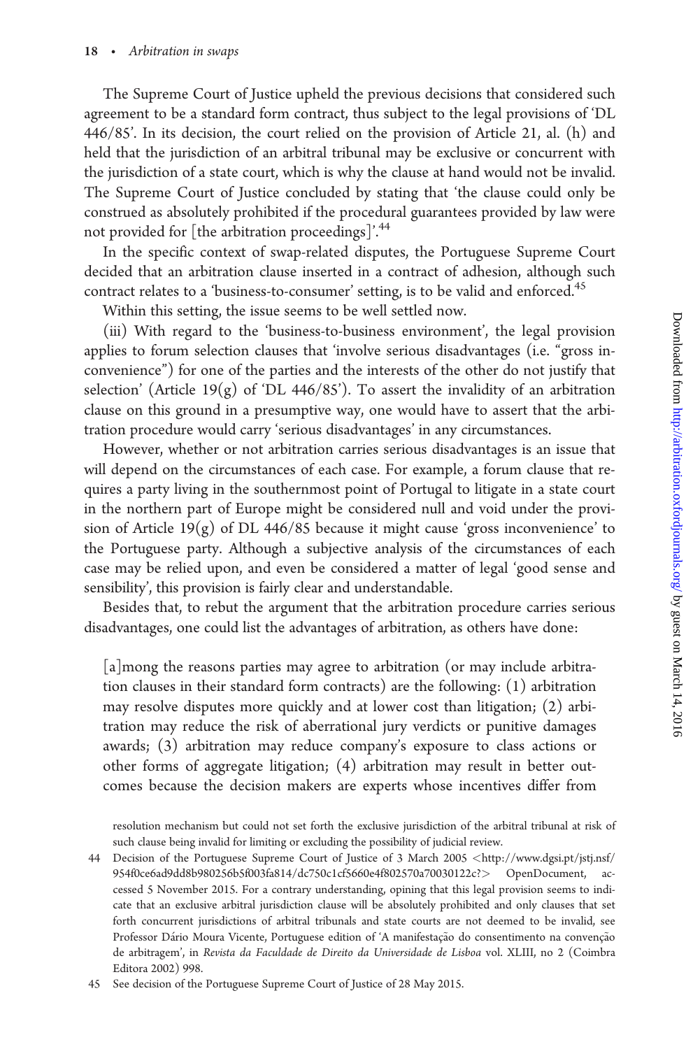The Supreme Court of Justice upheld the previous decisions that considered such agreement to be a standard form contract, thus subject to the legal provisions of 'DL 446/85'. In its decision, the court relied on the provision of Article 21, al. (h) and held that the jurisdiction of an arbitral tribunal may be exclusive or concurrent with the jurisdiction of a state court, which is why the clause at hand would not be invalid. The Supreme Court of Justice concluded by stating that 'the clause could only be construed as absolutely prohibited if the procedural guarantees provided by law were not provided for [the arbitration proceedings]'.[44]

In the specific context of swap-related disputes, the Portuguese Supreme Court decided that an arbitration clause inserted in a contract of adhesion, although such contract relates to a 'business-to-consumer' setting, is to be valid and enforced.[45]

Within this setting, the issue seems to be well settled now.

(iii) With regard to the 'business-to-business environment', the legal provision applies to forum selection clauses that 'involve serious disadvantages (i.e. "gross inconvenience") for one of the parties and the interests of the other do not justify that selection' (Article 19(g) of 'DL 446/85'). To assert the invalidity of an arbitration clause on this ground in a presumptive way, one would have to assert that the arbitration procedure would carry 'serious disadvantages' in any circumstances.

However, whether or not arbitration carries serious disadvantages is an issue that will depend on the circumstances of each case. For example, a forum clause that requires a party living in the southernmost point of Portugal to litigate in a state court in the northern part of Europe might be considered null and void under the provision of Article 19(g) of DL 446/85 because it might cause 'gross inconvenience' to the Portuguese party. Although a subjective analysis of the circumstances of each case may be relied upon, and even be considered a matter of legal 'good sense and sensibility', this provision is fairly clear and understandable.

Besides that, to rebut the argument that the arbitration procedure carries serious disadvantages, one could list the advantages of arbitration, as others have done:

> [a]mong the reasons parties may agree to arbitration (or may include arbitration clauses in their standard form contracts) are the following: (1) arbitration may resolve disputes more quickly and at lower cost than litigation; (2) arbitration may reduce the risk of aberrational jury verdicts or punitive damages awards; (3) arbitration may reduce company's exposure to class actions or other forms of aggregate litigation; (4) arbitration may result in better outcomes because the decision makers are experts whose incentives differ from

resolution mechanism but could not set forth the exclusive jurisdiction of the arbitral tribunal at risk of such clause being invalid for limiting or excluding the possibility of judicial review.

44 Decision of the Portuguese Supreme Court of Justice of 3 March 2005 <http://www.dgsi.pt/jstj.nsf/954f0ce6ad9dd8b980256b5f003fa814/dc750c1cf5660e4f802570a70030122c?> OpenDocument, accessed 5 November 2015. For a contrary understanding, opining that this legal provision seems to indicate that an exclusive arbitral jurisdiction clause will be absolutely prohibited and only clauses that set forth concurrent jurisdictions of arbitral tribunals and state courts are not deemed to be invalid, see Professor Dário Moura Vicente, Portuguese edition of 'A manifestação do consentimento na convenção de arbitragem', in *Revista da Faculdade de Direito da Universidade de Lisboa* vol. XLIII, no 2 (Coimbra Editora 2002) 998.

45 See decision of the Portuguese Supreme Court of Justice of 28 May 2015.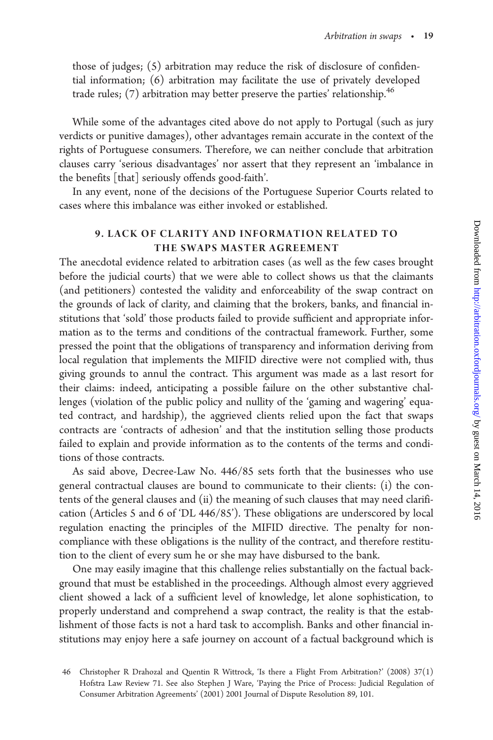those of judges; (5) arbitration may reduce the risk of disclosure of confidential information; (6) arbitration may facilitate the use of privately developed trade rules; (7) arbitration may better preserve the parties' relationship.[46]

While some of the advantages cited above do not apply to Portugal (such as jury verdicts or punitive damages), other advantages remain accurate in the context of the rights of Portuguese consumers. Therefore, we can neither conclude that arbitration clauses carry 'serious disadvantages' nor assert that they represent an 'imbalance in the benefits [that] seriously offends good-faith'.

In any event, none of the decisions of the Portuguese Superior Courts related to cases where this imbalance was either invoked or established.

## 9. LACK OF CLARITY AND INFORMATION RELATED TO THE SWAPS MASTER AGREEMENT

The anecdotal evidence related to arbitration cases (as well as the few cases brought before the judicial courts) that we were able to collect shows us that the claimants (and petitioners) contested the validity and enforceability of the swap contract on the grounds of lack of clarity, and claiming that the brokers, banks, and financial institutions that 'sold' those products failed to provide sufficient and appropriate information as to the terms and conditions of the contractual framework. Further, some pressed the point that the obligations of transparency and information deriving from local regulation that implements the MIFID directive were not complied with, thus giving grounds to annul the contract. This argument was made as a last resort for their claims: indeed, anticipating a possible failure on the other substantive challenges (violation of the public policy and nullity of the 'gaming and wagering' equated contract, and hardship), the aggrieved clients relied upon the fact that swaps contracts are 'contracts of adhesion' and that the institution selling those products failed to explain and provide information as to the contents of the terms and conditions of those contracts.

As said above, Decree-Law No. 446/85 sets forth that the businesses who use general contractual clauses are bound to communicate to their clients: (i) the contents of the general clauses and (ii) the meaning of such clauses that may need clarification (Articles 5 and 6 of 'DL 446/85'). These obligations are underscored by local regulation enacting the principles of the MIFID directive. The penalty for non-compliance with these obligations is the nullity of the contract, and therefore restitution to the client of every sum he or she may have disbursed to the bank.

One may easily imagine that this challenge relies substantially on the factual background that must be established in the proceedings. Although almost every aggrieved client showed a lack of a sufficient level of knowledge, let alone sophistication, to properly understand and comprehend a swap contract, the reality is that the establishment of those facts is not a hard task to accomplish. Banks and other financial institutions may enjoy here a safe journey on account of a factual background which is

46 Christopher R Drahozal and Quentin R Wittrock, 'Is there a Flight From Arbitration?' (2008) 37(1) Hofstra Law Review 71. See also Stephen J Ware, 'Paying the Price of Process: Judicial Regulation of Consumer Arbitration Agreements' (2001) 2001 Journal of Dispute Resolution 89, 101.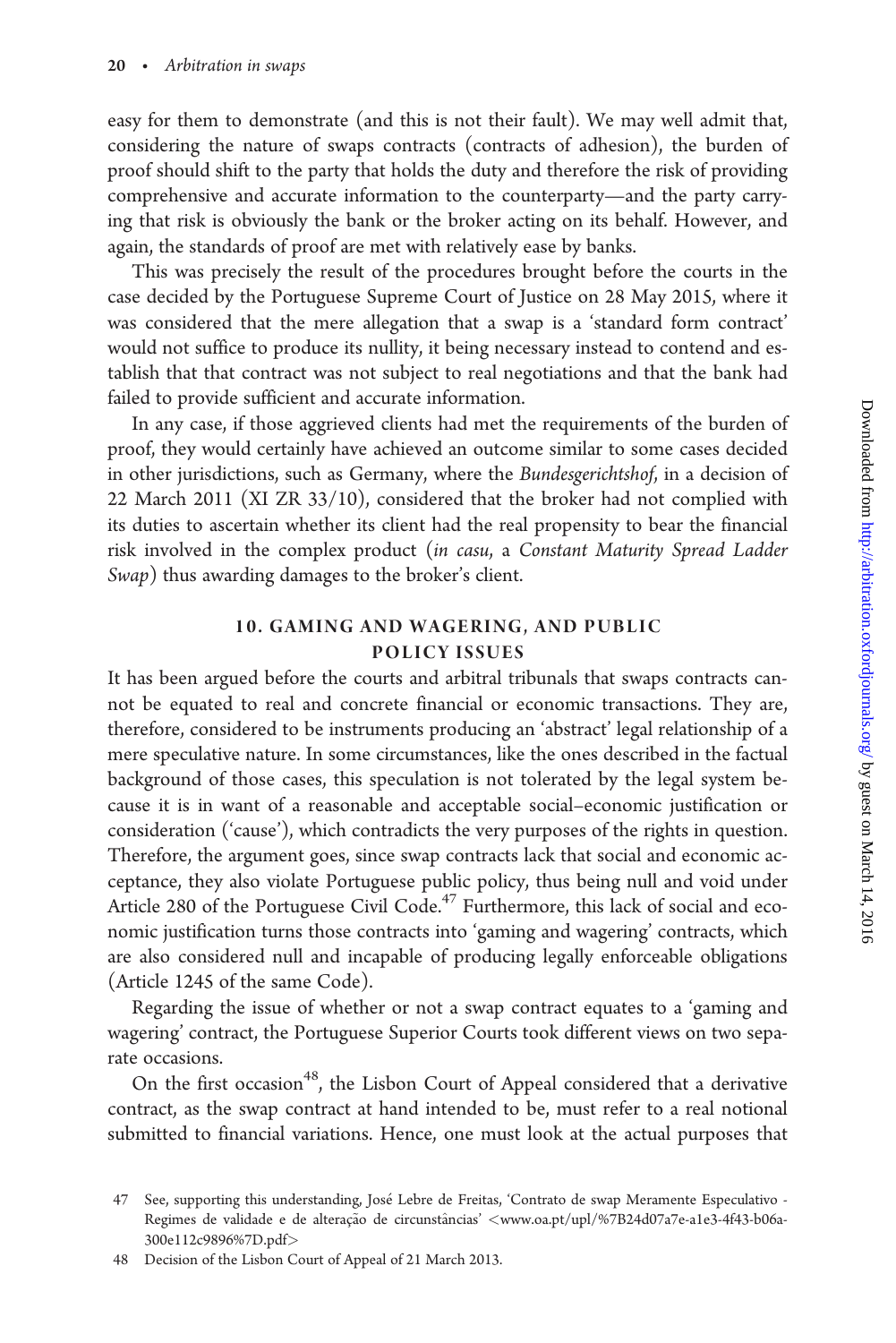easy for them to demonstrate (and this is not their fault). We may well admit that, considering the nature of swaps contracts (contracts of adhesion), the burden of proof should shift to the party that holds the duty and therefore the risk of providing comprehensive and accurate information to the counterparty—and the party carrying that risk is obviously the bank or the broker acting on its behalf. However, and again, the standards of proof are met with relatively ease by banks.

This was precisely the result of the procedures brought before the courts in the case decided by the Portuguese Supreme Court of Justice on 28 May 2015, where it was considered that the mere allegation that a swap is a 'standard form contract' would not suffice to produce its nullity, it being necessary instead to contend and establish that that contract was not subject to real negotiations and that the bank had failed to provide sufficient and accurate information.

In any case, if those aggrieved clients had met the requirements of the burden of proof, they would certainly have achieved an outcome similar to some cases decided in other jurisdictions, such as Germany, where the *Bundesgerichtshof*, in a decision of 22 March 2011 (XI ZR 33/10), considered that the broker had not complied with its duties to ascertain whether its client had the real propensity to bear the financial risk involved in the complex product (*in casu*, a *Constant Maturity Spread Ladder Swap*) thus awarding damages to the broker's client.

## 10. GAMING AND WAGERING, AND PUBLIC POLICY ISSUES

It has been argued before the courts and arbitral tribunals that swaps contracts cannot be equated to real and concrete financial or economic transactions. They are, therefore, considered to be instruments producing an 'abstract' legal relationship of a mere speculative nature. In some circumstances, like the ones described in the factual background of those cases, this speculation is not tolerated by the legal system because it is in want of a reasonable and acceptable social–economic justification or consideration ('cause'), which contradicts the very purposes of the rights in question. Therefore, the argument goes, since swap contracts lack that social and economic acceptance, they also violate Portuguese public policy, thus being null and void under Article 280 of the Portuguese Civil Code.[47] Furthermore, this lack of social and economic justification turns those contracts into 'gaming and wagering' contracts, which are also considered null and incapable of producing legally enforceable obligations (Article 1245 of the same Code).

Regarding the issue of whether or not a swap contract equates to a 'gaming and wagering' contract, the Portuguese Superior Courts took different views on two separate occasions.

On the first occasion[48], the Lisbon Court of Appeal considered that a derivative contract, as the swap contract at hand intended to be, must refer to a real notional submitted to financial variations. Hence, one must look at the actual purposes that

---

47 See, supporting this understanding, José Lebre de Freitas, 'Contrato de swap Meramente Especulativo - Regimes de validade e de alteração de circunstâncias' <www.oa.pt/upl/%7B24d07a7e-a1e3-4f43-b06a-300e112c9896%7D.pdf>

48 Decision of the Lisbon Court of Appeal of 21 March 2013.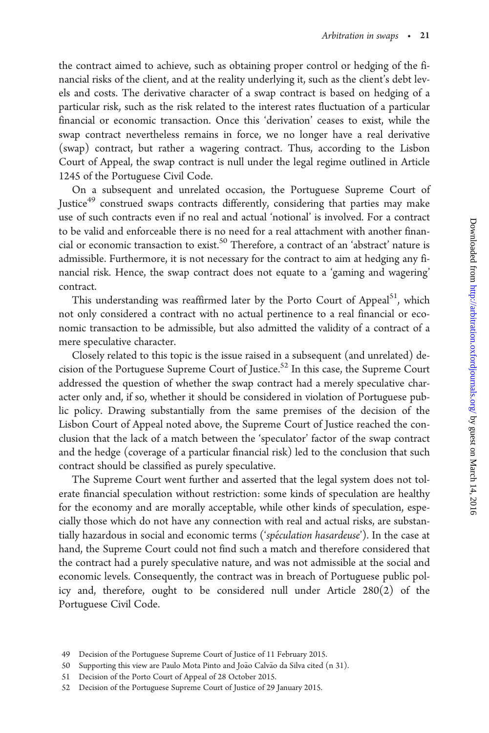the contract aimed to achieve, such as obtaining proper control or hedging of the financial risks of the client, and at the reality underlying it, such as the client's debt levels and costs. The derivative character of a swap contract is based on hedging of a particular risk, such as the risk related to the interest rates fluctuation of a particular financial or economic transaction. Once this 'derivation' ceases to exist, while the swap contract nevertheless remains in force, we no longer have a real derivative (swap) contract, but rather a wagering contract. Thus, according to the Lisbon Court of Appeal, the swap contract is null under the legal regime outlined in Article 1245 of the Portuguese Civil Code.

On a subsequent and unrelated occasion, the Portuguese Supreme Court of Justice[49] construed swaps contracts differently, considering that parties may make use of such contracts even if no real and actual 'notional' is involved. For a contract to be valid and enforceable there is no need for a real attachment with another financial or economic transaction to exist.[50] Therefore, a contract of an 'abstract' nature is admissible. Furthermore, it is not necessary for the contract to aim at hedging any financial risk. Hence, the swap contract does not equate to a 'gaming and wagering' contract.

This understanding was reaffirmed later by the Porto Court of Appeal[51], which not only considered a contract with no actual pertinence to a real financial or economic transaction to be admissible, but also admitted the validity of a contract of a mere speculative character.

Closely related to this topic is the issue raised in a subsequent (and unrelated) decision of the Portuguese Supreme Court of Justice.[52] In this case, the Supreme Court addressed the question of whether the swap contract had a merely speculative character only and, if so, whether it should be considered in violation of Portuguese public policy. Drawing substantially from the same premises of the decision of the Lisbon Court of Appeal noted above, the Supreme Court of Justice reached the conclusion that the lack of a match between the 'speculator' factor of the swap contract and the hedge (coverage of a particular financial risk) led to the conclusion that such contract should be classified as purely speculative.

The Supreme Court went further and asserted that the legal system does not tolerate financial speculation without restriction: some kinds of speculation are healthy for the economy and are morally acceptable, while other kinds of speculation, especially those which do not have any connection with real and actual risks, are substantially hazardous in social and economic terms ('*spéculation hasardeuse*'). In the case at hand, the Supreme Court could not find such a match and therefore considered that the contract had a purely speculative nature, and was not admissible at the social and economic levels. Consequently, the contract was in breach of Portuguese public policy and, therefore, ought to be considered null under Article 280(2) of the Portuguese Civil Code.

49 Decision of the Portuguese Supreme Court of Justice of 11 February 2015.

50 Supporting this view are Paulo Mota Pinto and João Calvão da Silva cited (n 31).

51 Decision of the Porto Court of Appeal of 28 October 2015.

52 Decision of the Portuguese Supreme Court of Justice of 29 January 2015.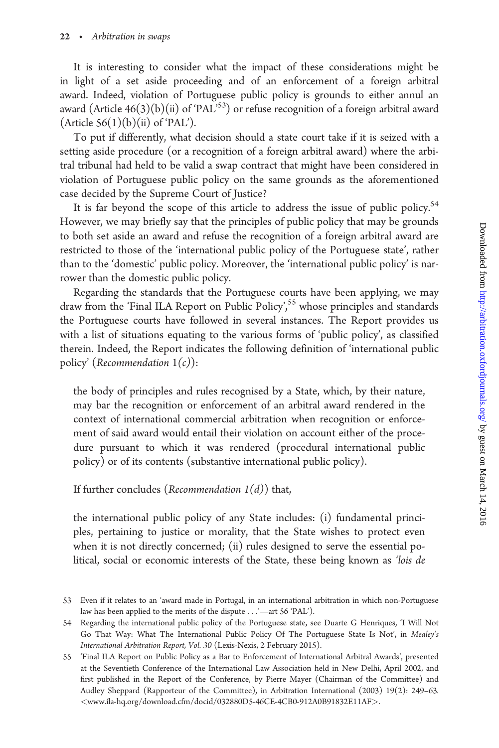It is interesting to consider what the impact of these considerations might be in light of a set aside proceeding and of an enforcement of a foreign arbitral award. Indeed, violation of Portuguese public policy is grounds to either annul an award (Article 46(3)(b)(ii) of 'PAL'[53]) or refuse recognition of a foreign arbitral award (Article 56(1)(b)(ii) of 'PAL').

To put if differently, what decision should a state court take if it is seized with a setting aside procedure (or a recognition of a foreign arbitral award) where the arbitral tribunal had held to be valid a swap contract that might have been considered in violation of Portuguese public policy on the same grounds as the aforementioned case decided by the Supreme Court of Justice?

It is far beyond the scope of this article to address the issue of public policy.[54] However, we may briefly say that the principles of public policy that may be grounds to both set aside an award and refuse the recognition of a foreign arbitral award are restricted to those of the 'international public policy of the Portuguese state', rather than to the 'domestic' public policy. Moreover, the 'international public policy' is narrower than the domestic public policy.

Regarding the standards that the Portuguese courts have been applying, we may draw from the 'Final ILA Report on Public Policy',[55] whose principles and standards the Portuguese courts have followed in several instances. The Report provides us with a list of situations equating to the various forms of 'public policy', as classified therein. Indeed, the Report indicates the following definition of 'international public policy' (*Recommendation 1(c)*):

> the body of principles and rules recognised by a State, which, by their nature, may bar the recognition or enforcement of an arbitral award rendered in the context of international commercial arbitration when recognition or enforcement of said award would entail their violation on account either of the procedure pursuant to which it was rendered (procedural international public policy) or of its contents (substantive international public policy).

If further concludes (*Recommendation 1(d)*) that,

> the international public policy of any State includes: (i) fundamental principles, pertaining to justice or morality, that the State wishes to protect even when it is not directly concerned; (ii) rules designed to serve the essential political, social or economic interests of the State, these being known as *'lois de*

53 Even if it relates to an 'award made in Portugal, in an international arbitration in which non-Portuguese law has been applied to the merits of the dispute . . .'—art 56 'PAL').

54 Regarding the international public policy of the Portuguese state, see Duarte G Henriques, 'I Will Not Go That Way: What The International Public Policy Of The Portuguese State Is Not', in *Mealey's International Arbitration Report, Vol. 30* (Lexis-Nexis, 2 February 2015).

55 'Final ILA Report on Public Policy as a Bar to Enforcement of International Arbitral Awards', presented at the Seventieth Conference of the International Law Association held in New Delhi, April 2002, and first published in the Report of the Conference, by Pierre Mayer (Chairman of the Committee) and Audley Sheppard (Rapporteur of the Committee), in Arbitration International (2003) 19(2): 249–63. <www.ila-hq.org/download.cfm/docid/032880D5-46CE-4CB0-912A0B91832E11AF>.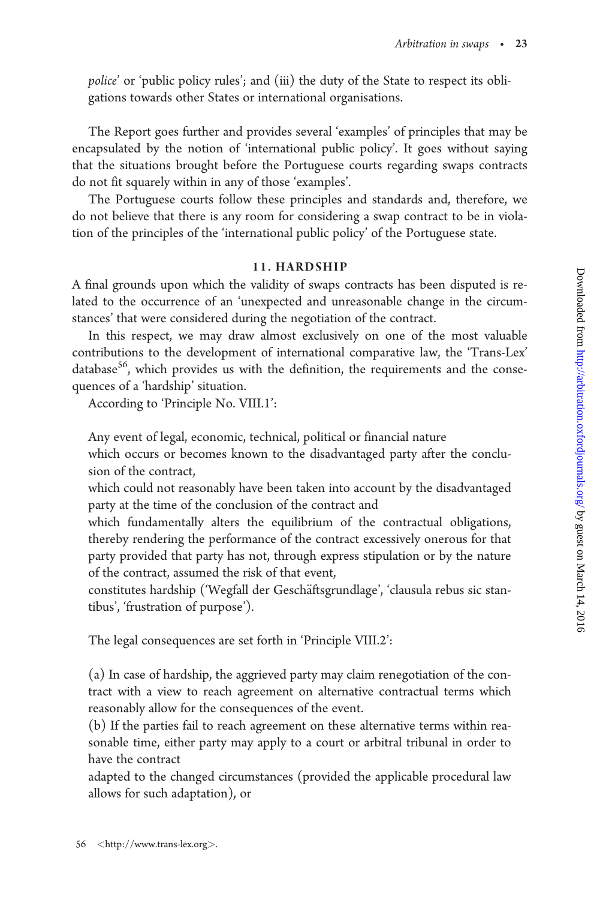*police*' or 'public policy rules'; and (iii) the duty of the State to respect its obligations towards other States or international organisations.

The Report goes further and provides several 'examples' of principles that may be encapsulated by the notion of 'international public policy'. It goes without saying that the situations brought before the Portuguese courts regarding swaps contracts do not fit squarely within in any of those 'examples'.

The Portuguese courts follow these principles and standards and, therefore, we do not believe that there is any room for considering a swap contract to be in violation of the principles of the 'international public policy' of the Portuguese state.

## 11. HARDSHIP

A final grounds upon which the validity of swaps contracts has been disputed is related to the occurrence of an 'unexpected and unreasonable change in the circumstances' that were considered during the negotiation of the contract.

In this respect, we may draw almost exclusively on one of the most valuable contributions to the development of international comparative law, the 'Trans-Lex' database[56], which provides us with the definition, the requirements and the consequences of a 'hardship' situation.

According to 'Principle No. VIII.1':

> Any event of legal, economic, technical, political or financial nature
> which occurs or becomes known to the disadvantaged party after the conclusion of the contract,
> which could not reasonably have been taken into account by the disadvantaged party at the time of the conclusion of the contract and
> which fundamentally alters the equilibrium of the contractual obligations, thereby rendering the performance of the contract excessively onerous for that party provided that party has not, through express stipulation or by the nature of the contract, assumed the risk of that event,
> constitutes hardship ('Wegfall der Geschäftsgrundlage', 'clausula rebus sic stantibus', 'frustration of purpose').

The legal consequences are set forth in 'Principle VIII.2':

> (a) In case of hardship, the aggrieved party may claim renegotiation of the contract with a view to reach agreement on alternative contractual terms which reasonably allow for the consequences of the event.
> (b) If the parties fail to reach agreement on these alternative terms within reasonable time, either party may apply to a court or arbitral tribunal in order to have the contract
> adapted to the changed circumstances (provided the applicable procedural law allows for such adaptation), or

56 <http://www.trans-lex.org>.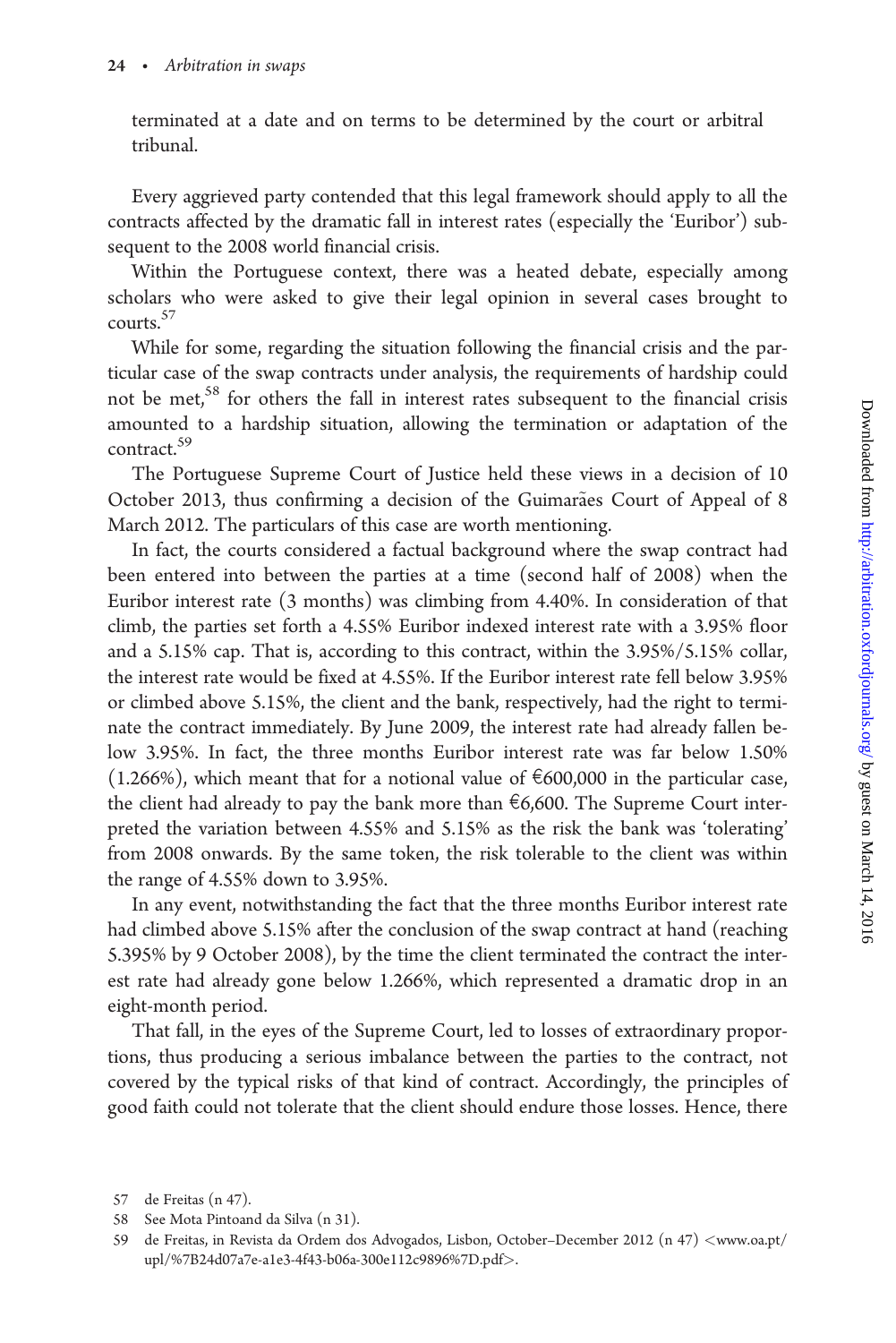terminated at a date and on terms to be determined by the court or arbitral tribunal.

Every aggrieved party contended that this legal framework should apply to all the contracts affected by the dramatic fall in interest rates (especially the 'Euribor') subsequent to the 2008 world financial crisis.

Within the Portuguese context, there was a heated debate, especially among scholars who were asked to give their legal opinion in several cases brought to courts.[57]

While for some, regarding the situation following the financial crisis and the particular case of the swap contracts under analysis, the requirements of hardship could not be met,[58] for others the fall in interest rates subsequent to the financial crisis amounted to a hardship situation, allowing the termination or adaptation of the contract.[59]

The Portuguese Supreme Court of Justice held these views in a decision of 10 October 2013, thus confirming a decision of the Guimarães Court of Appeal of 8 March 2012. The particulars of this case are worth mentioning.

In fact, the courts considered a factual background where the swap contract had been entered into between the parties at a time (second half of 2008) when the Euribor interest rate (3 months) was climbing from 4.40%. In consideration of that climb, the parties set forth a 4.55% Euribor indexed interest rate with a 3.95% floor and a 5.15% cap. That is, according to this contract, within the 3.95%/5.15% collar, the interest rate would be fixed at 4.55%. If the Euribor interest rate fell below 3.95% or climbed above 5.15%, the client and the bank, respectively, had the right to terminate the contract immediately. By June 2009, the interest rate had already fallen below 3.95%. In fact, the three months Euribor interest rate was far below 1.50% (1.266%), which meant that for a notional value of €600,000 in the particular case, the client had already to pay the bank more than €6,600. The Supreme Court interpreted the variation between 4.55% and 5.15% as the risk the bank was 'tolerating' from 2008 onwards. By the same token, the risk tolerable to the client was within the range of 4.55% down to 3.95%.

In any event, notwithstanding the fact that the three months Euribor interest rate had climbed above 5.15% after the conclusion of the swap contract at hand (reaching 5.395% by 9 October 2008), by the time the client terminated the contract the interest rate had already gone below 1.266%, which represented a dramatic drop in an eight-month period.

That fall, in the eyes of the Supreme Court, led to losses of extraordinary proportions, thus producing a serious imbalance between the parties to the contract, not covered by the typical risks of that kind of contract. Accordingly, the principles of good faith could not tolerate that the client should endure those losses. Hence, there

57 de Freitas (n 47).

58 See Mota Pintoand da Silva (n 31).

59 de Freitas, in Revista da Ordem dos Advogados, Lisbon, October–December 2012 (n 47) <www.oa.pt/upl/%7B24d07a7e-a1e3-4f43-b06a-300e112c9896%7D.pdf>.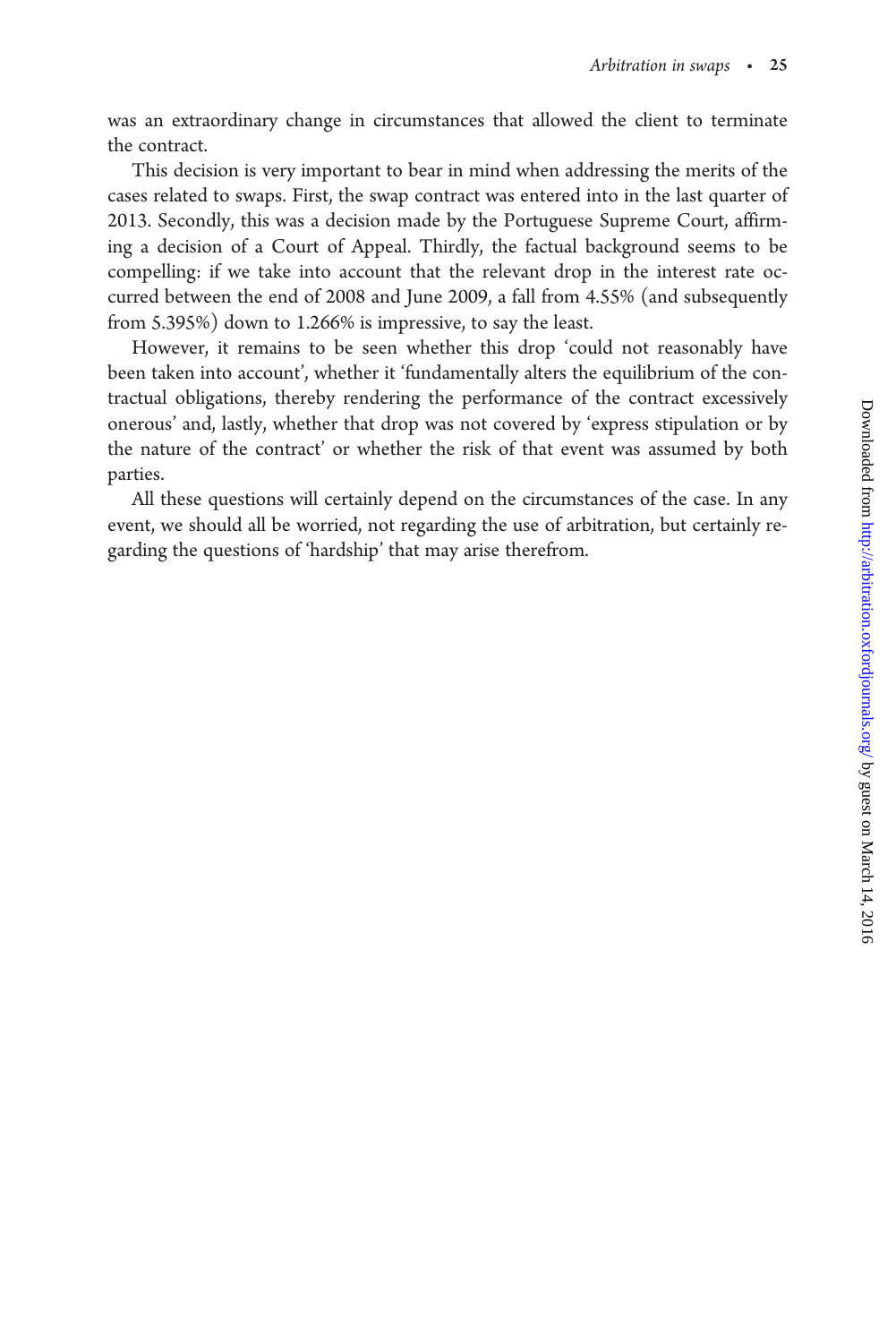was an extraordinary change in circumstances that allowed the client to terminate the contract.

This decision is very important to bear in mind when addressing the merits of the cases related to swaps. First, the swap contract was entered into in the last quarter of 2013. Secondly, this was a decision made by the Portuguese Supreme Court, affirming a decision of a Court of Appeal. Thirdly, the factual background seems to be compelling: if we take into account that the relevant drop in the interest rate occurred between the end of 2008 and June 2009, a fall from 4.55% (and subsequently from 5.395%) down to 1.266% is impressive, to say the least.

However, it remains to be seen whether this drop 'could not reasonably have been taken into account', whether it 'fundamentally alters the equilibrium of the contractual obligations, thereby rendering the performance of the contract excessively onerous' and, lastly, whether that drop was not covered by 'express stipulation or by the nature of the contract' or whether the risk of that event was assumed by both parties.

All these questions will certainly depend on the circumstances of the case. In any event, we should all be worried, not regarding the use of arbitration, but certainly regarding the questions of 'hardship' that may arise therefrom.